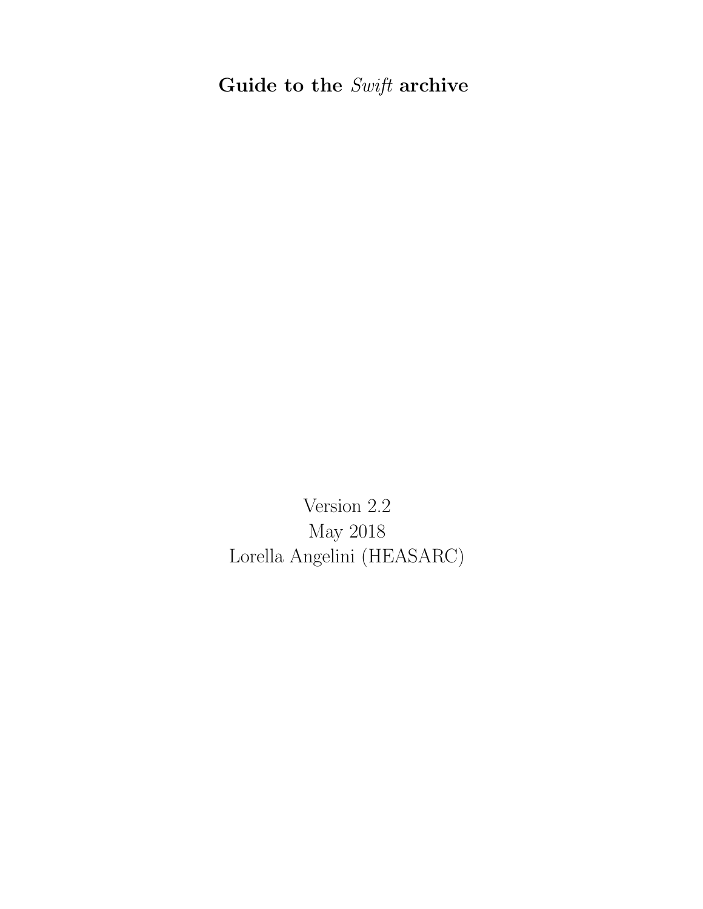# Guide to the *Swift* archive

Version 2.2
May 2018
Lorella Angelini (HEASARC)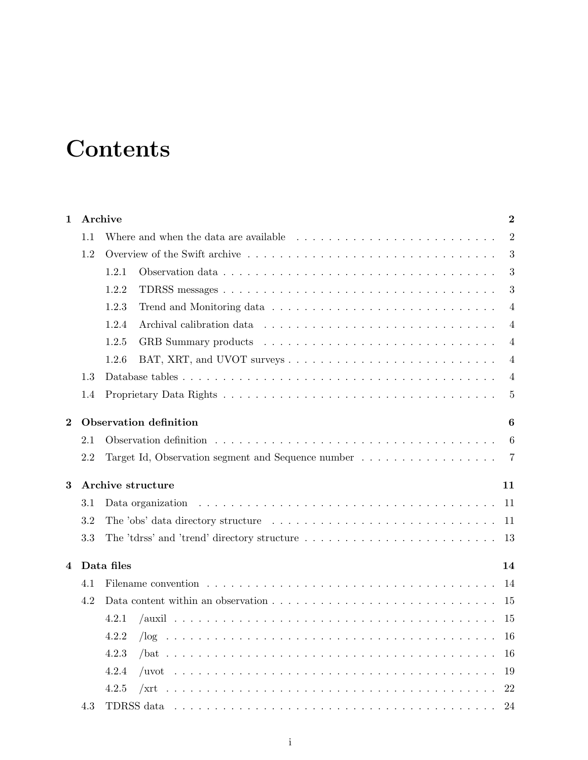# Contents

**1 Archive** **2**

- 1.1 Where and when the data are available . . . . . . . . . . . . . . . . . . . . . . . . . . 2
- 1.2 Overview of the Swift archive . . . . . . . . . . . . . . . . . . . . . . . . . . . . . . . 3
  - 1.2.1 Observation data . . . . . . . . . . . . . . . . . . . . . . . . . . . . . . . . . 3
  - 1.2.2 TDRSS messages . . . . . . . . . . . . . . . . . . . . . . . . . . . . . . . . . 3
  - 1.2.3 Trend and Monitoring data . . . . . . . . . . . . . . . . . . . . . . . . . . . 4
  - 1.2.4 Archival calibration data . . . . . . . . . . . . . . . . . . . . . . . . . . . . 4
  - 1.2.5 GRB Summary products . . . . . . . . . . . . . . . . . . . . . . . . . . . . 4
  - 1.2.6 BAT, XRT, and UVOT surveys . . . . . . . . . . . . . . . . . . . . . . . . . 4
- 1.3 Database tables . . . . . . . . . . . . . . . . . . . . . . . . . . . . . . . . . . . . . 4
- 1.4 Proprietary Data Rights . . . . . . . . . . . . . . . . . . . . . . . . . . . . . . . . . 5

**2 Observation definition** **6**

- 2.1 Observation definition . . . . . . . . . . . . . . . . . . . . . . . . . . . . . . . . . . 6
- 2.2 Target Id, Observation segment and Sequence number . . . . . . . . . . . . . . . . . 7

**3 Archive structure** **11**

- 3.1 Data organization . . . . . . . . . . . . . . . . . . . . . . . . . . . . . . . . . . . . . 11
- 3.2 The 'obs' data directory structure . . . . . . . . . . . . . . . . . . . . . . . . . . . . 11
- 3.3 The 'tdrss' and 'trend' directory structure . . . . . . . . . . . . . . . . . . . . . . . . 13

**4 Data files** **14**

- 4.1 Filename convention . . . . . . . . . . . . . . . . . . . . . . . . . . . . . . . . . . . . 14
- 4.2 Data content within an observation . . . . . . . . . . . . . . . . . . . . . . . . . . . 15
  - 4.2.1 /auxil . . . . . . . . . . . . . . . . . . . . . . . . . . . . . . . . . . . . . . . 15
  - 4.2.2 /log . . . . . . . . . . . . . . . . . . . . . . . . . . . . . . . . . . . . . . . . 16
  - 4.2.3 /bat . . . . . . . . . . . . . . . . . . . . . . . . . . . . . . . . . . . . . . . . 16
  - 4.2.4 /uvot . . . . . . . . . . . . . . . . . . . . . . . . . . . . . . . . . . . . . . . 19
  - 4.2.5 /xrt . . . . . . . . . . . . . . . . . . . . . . . . . . . . . . . . . . . . . . . . 22
- 4.3 TDRSS data . . . . . . . . . . . . . . . . . . . . . . . . . . . . . . . . . . . . . . . 24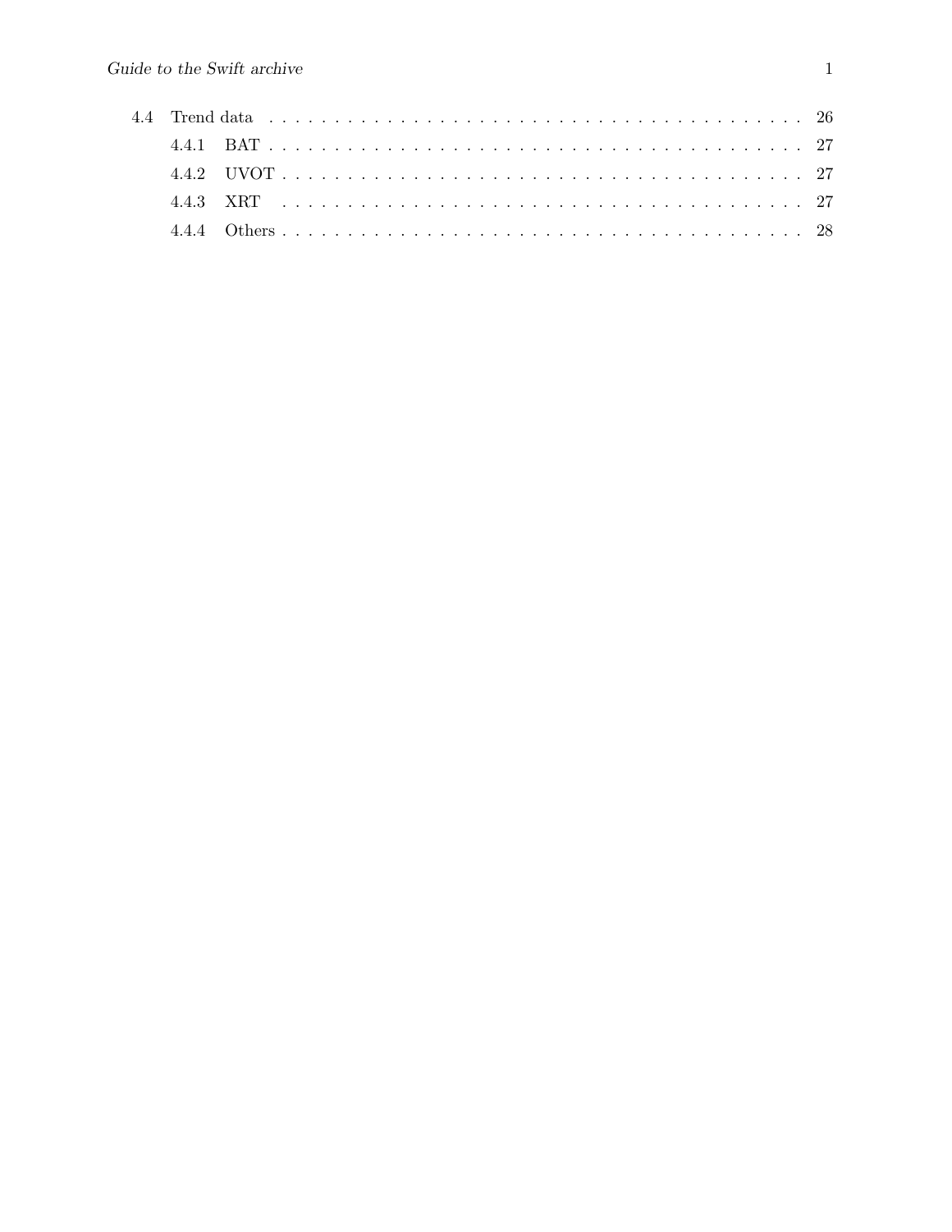- 4.4 Trend data . . . . . . . . . . . . . . . . . . . . . . . . . . . . . . . . . . . . . . . . . . 26
  - 4.4.1 BAT . . . . . . . . . . . . . . . . . . . . . . . . . . . . . . . . . . . . . . . . . 27
  - 4.4.2 UVOT . . . . . . . . . . . . . . . . . . . . . . . . . . . . . . . . . . . . . . . . 27
  - 4.4.3 XRT . . . . . . . . . . . . . . . . . . . . . . . . . . . . . . . . . . . . . . . . . 27
  - 4.4.4 Others . . . . . . . . . . . . . . . . . . . . . . . . . . . . . . . . . . . . . . . 28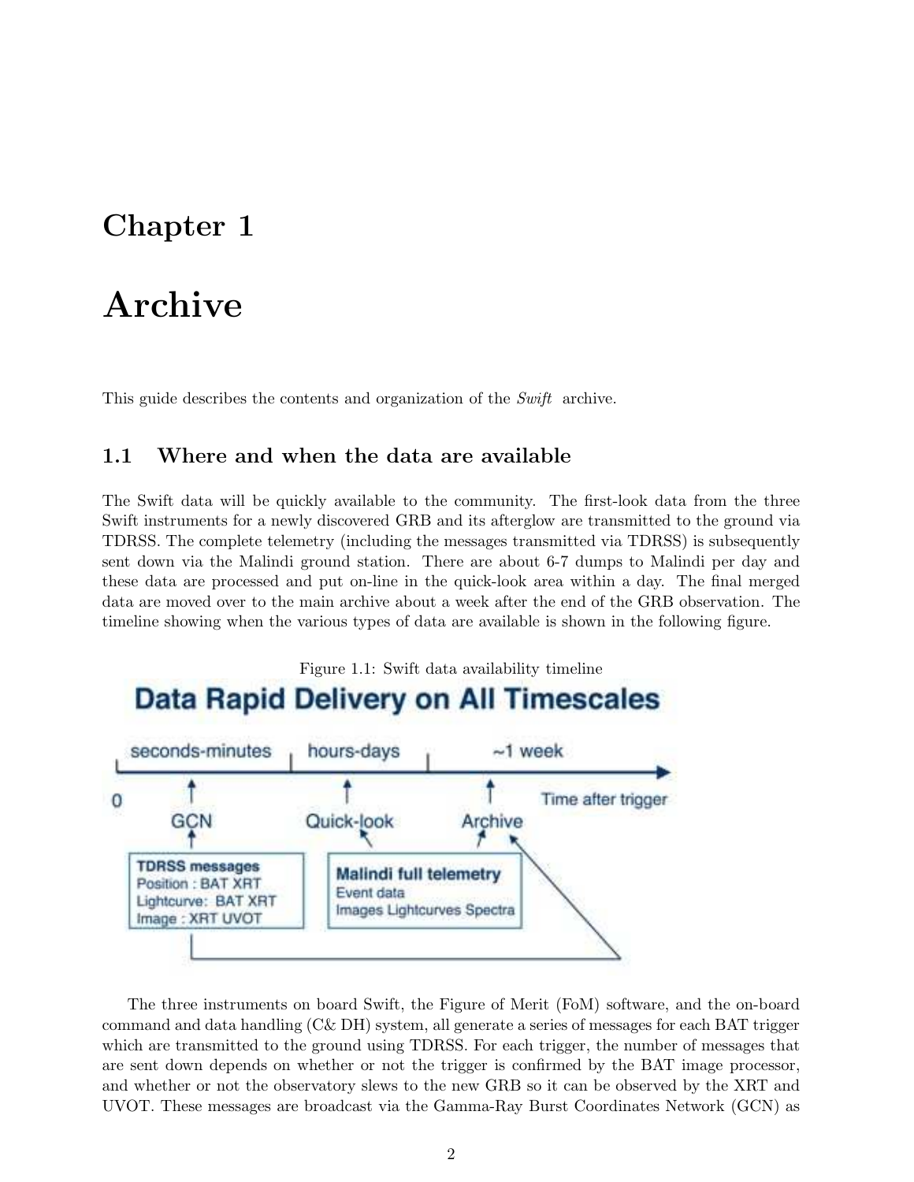# Chapter 1

# Archive

This guide describes the contents and organization of the *Swift* archive.

## 1.1 Where and when the data are available

The Swift data will be quickly available to the community. The first-look data from the three Swift instruments for a newly discovered GRB and its afterglow are transmitted to the ground via TDRSS. The complete telemetry (including the messages transmitted via TDRSS) is subsequently sent down via the Malindi ground station. There are about 6-7 dumps to Malindi per day and these data are processed and put on-line in the quick-look area within a day. The final merged data are moved over to the main archive about a week after the end of the GRB observation. The timeline showing when the various types of data are available is shown in the following figure.

Figure 1.1: Swift data availability timeline

**Data Rapid Delivery on All Timescales**

seconds-minutes | hours-days | ~1 week

0 — Time after trigger

GCN — Quick-look — Archive

**TDRSS messages**
Position : BAT XRT
Lightcurve: BAT XRT
Image : XRT UVOT

**Malindi full telemetry**
Event data
Images Lightcurves Spectra

The three instruments on board Swift, the Figure of Merit (FoM) software, and the on-board command and data handling (C& DH) system, all generate a series of messages for each BAT trigger which are transmitted to the ground using TDRSS. For each trigger, the number of messages that are sent down depends on whether or not the trigger is confirmed by the BAT image processor, and whether or not the observatory slews to the new GRB so it can be observed by the XRT and UVOT. These messages are broadcast via the Gamma-Ray Burst Coordinates Network (GCN) as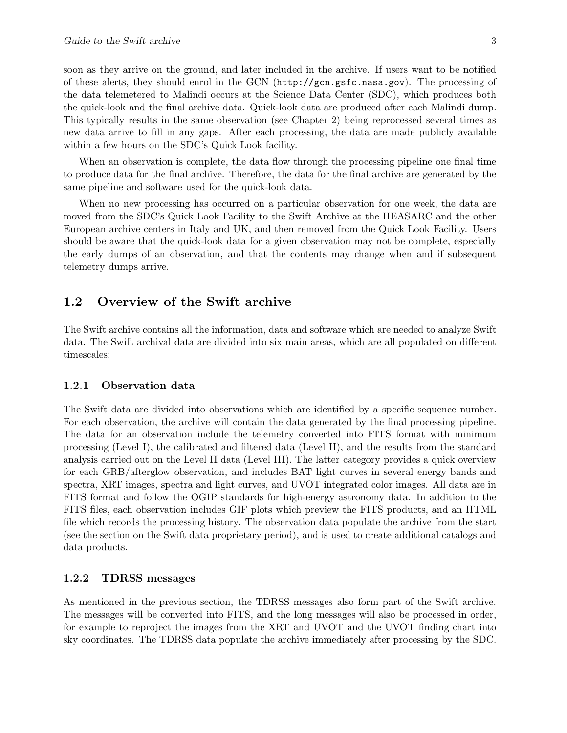soon as they arrive on the ground, and later included in the archive. If users want to be notified of these alerts, they should enrol in the GCN (`http://gcn.gsfc.nasa.gov`). The processing of the data telemetered to Malindi occurs at the Science Data Center (SDC), which produces both the quick-look and the final archive data. Quick-look data are produced after each Malindi dump. This typically results in the same observation (see Chapter 2) being reprocessed several times as new data arrive to fill in any gaps. After each processing, the data are made publicly available within a few hours on the SDC's Quick Look facility.

When an observation is complete, the data flow through the processing pipeline one final time to produce data for the final archive. Therefore, the data for the final archive are generated by the same pipeline and software used for the quick-look data.

When no new processing has occurred on a particular observation for one week, the data are moved from the SDC's Quick Look Facility to the Swift Archive at the HEASARC and the other European archive centers in Italy and UK, and then removed from the Quick Look Facility. Users should be aware that the quick-look data for a given observation may not be complete, especially the early dumps of an observation, and that the contents may change when and if subsequent telemetry dumps arrive.

## 1.2 Overview of the Swift archive

The Swift archive contains all the information, data and software which are needed to analyze Swift data. The Swift archival data are divided into six main areas, which are all populated on different timescales:

### 1.2.1 Observation data

The Swift data are divided into observations which are identified by a specific sequence number. For each observation, the archive will contain the data generated by the final processing pipeline. The data for an observation include the telemetry converted into FITS format with minimum processing (Level I), the calibrated and filtered data (Level II), and the results from the standard analysis carried out on the Level II data (Level III). The latter category provides a quick overview for each GRB/afterglow observation, and includes BAT light curves in several energy bands and spectra, XRT images, spectra and light curves, and UVOT integrated color images. All data are in FITS format and follow the OGIP standards for high-energy astronomy data. In addition to the FITS files, each observation includes GIF plots which preview the FITS products, and an HTML file which records the processing history. The observation data populate the archive from the start (see the section on the Swift data proprietary period), and is used to create additional catalogs and data products.

### 1.2.2 TDRSS messages

As mentioned in the previous section, the TDRSS messages also form part of the Swift archive. The messages will be converted into FITS, and the long messages will also be processed in order, for example to reproject the images from the XRT and UVOT and the UVOT finding chart into sky coordinates. The TDRSS data populate the archive immediately after processing by the SDC.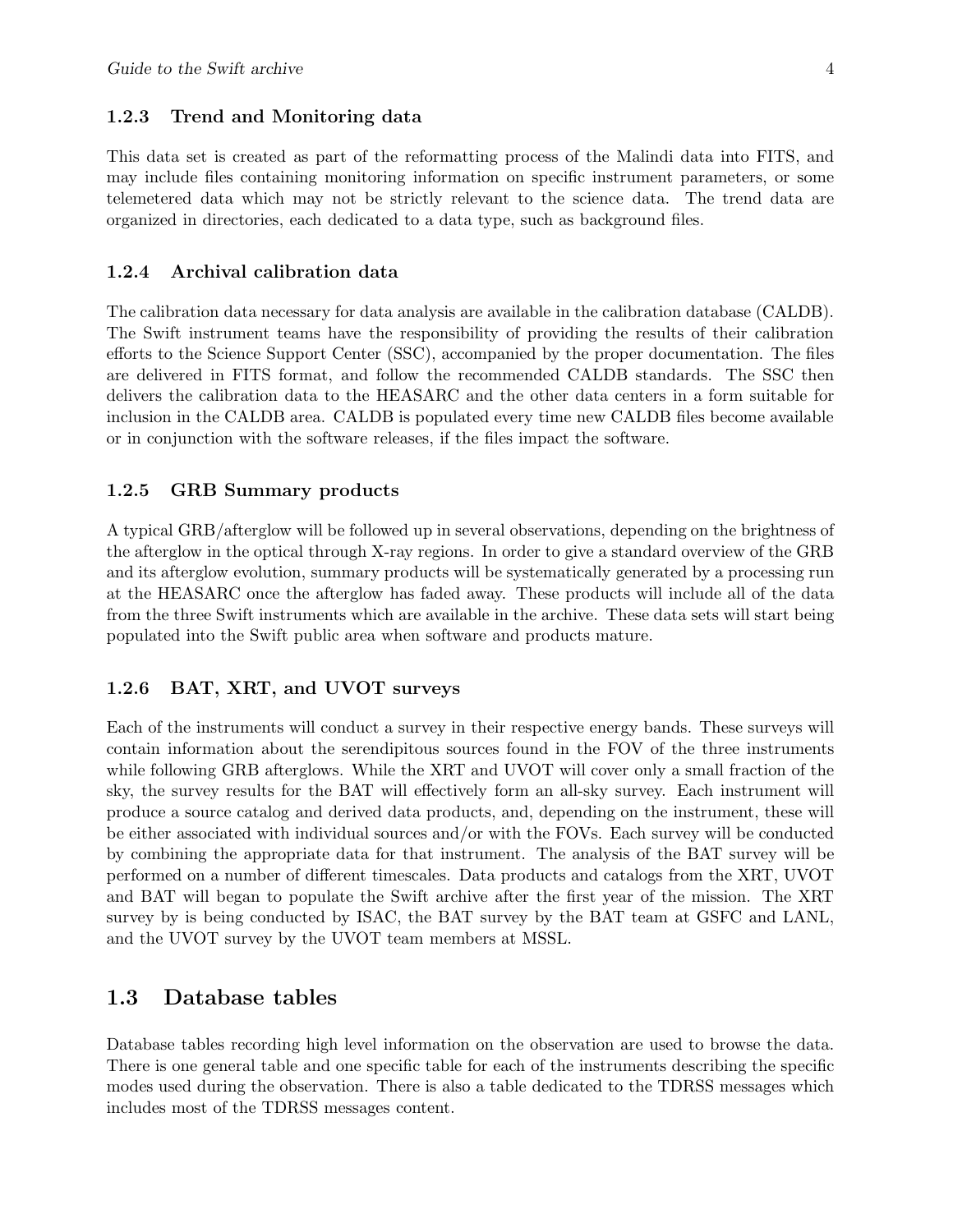### 1.2.3 Trend and Monitoring data

This data set is created as part of the reformatting process of the Malindi data into FITS, and may include files containing monitoring information on specific instrument parameters, or some telemetered data which may not be strictly relevant to the science data. The trend data are organized in directories, each dedicated to a data type, such as background files.

### 1.2.4 Archival calibration data

The calibration data necessary for data analysis are available in the calibration database (CALDB). The Swift instrument teams have the responsibility of providing the results of their calibration efforts to the Science Support Center (SSC), accompanied by the proper documentation. The files are delivered in FITS format, and follow the recommended CALDB standards. The SSC then delivers the calibration data to the HEASARC and the other data centers in a form suitable for inclusion in the CALDB area. CALDB is populated every time new CALDB files become available or in conjunction with the software releases, if the files impact the software.

### 1.2.5 GRB Summary products

A typical GRB/afterglow will be followed up in several observations, depending on the brightness of the afterglow in the optical through X-ray regions. In order to give a standard overview of the GRB and its afterglow evolution, summary products will be systematically generated by a processing run at the HEASARC once the afterglow has faded away. These products will include all of the data from the three Swift instruments which are available in the archive. These data sets will start being populated into the Swift public area when software and products mature.

### 1.2.6 BAT, XRT, and UVOT surveys

Each of the instruments will conduct a survey in their respective energy bands. These surveys will contain information about the serendipitous sources found in the FOV of the three instruments while following GRB afterglows. While the XRT and UVOT will cover only a small fraction of the sky, the survey results for the BAT will effectively form an all-sky survey. Each instrument will produce a source catalog and derived data products, and, depending on the instrument, these will be either associated with individual sources and/or with the FOVs. Each survey will be conducted by combining the appropriate data for that instrument. The analysis of the BAT survey will be performed on a number of different timescales. Data products and catalogs from the XRT, UVOT and BAT will began to populate the Swift archive after the first year of the mission. The XRT survey by is being conducted by ISAC, the BAT survey by the BAT team at GSFC and LANL, and the UVOT survey by the UVOT team members at MSSL.

## 1.3 Database tables

Database tables recording high level information on the observation are used to browse the data. There is one general table and one specific table for each of the instruments describing the specific modes used during the observation. There is also a table dedicated to the TDRSS messages which includes most of the TDRSS messages content.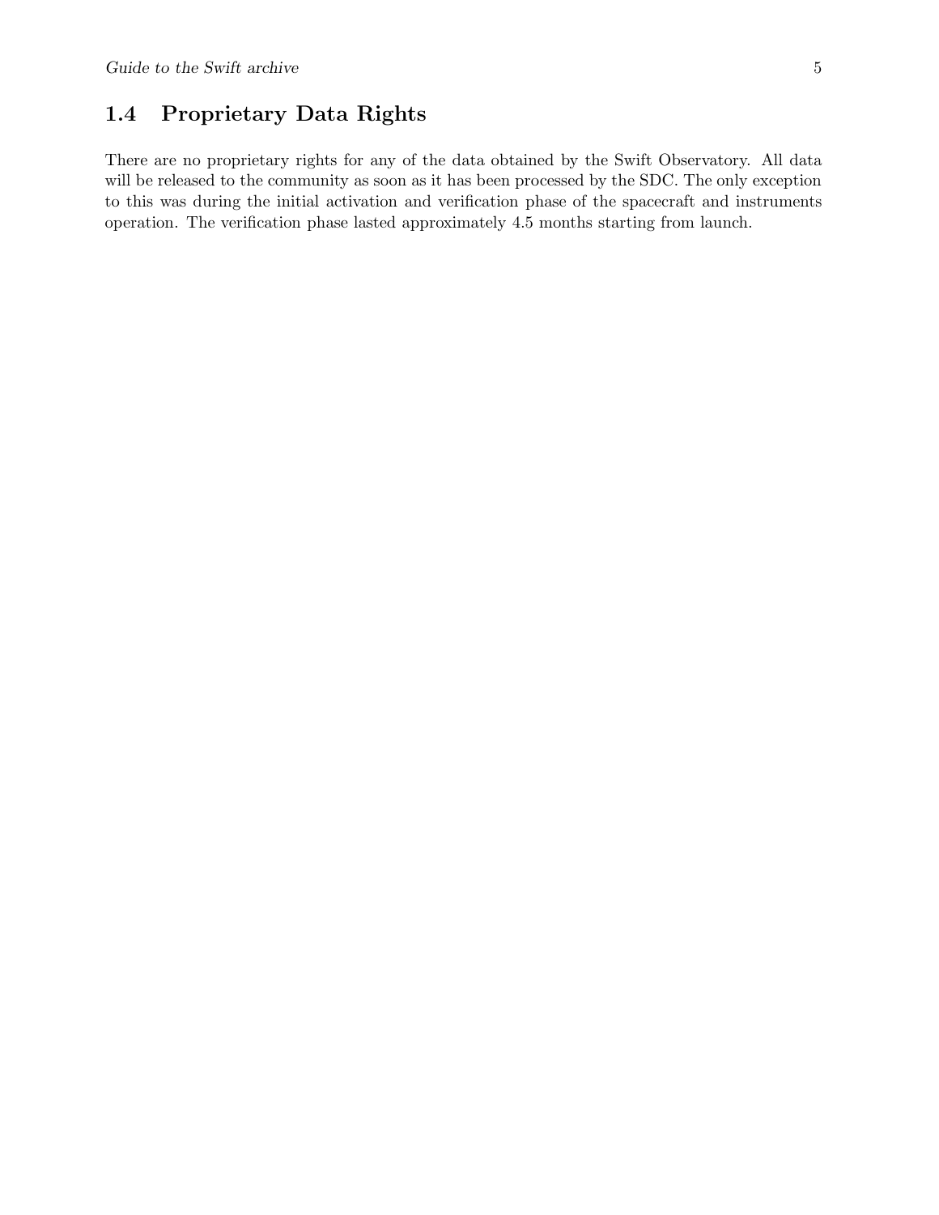## 1.4 Proprietary Data Rights

There are no proprietary rights for any of the data obtained by the Swift Observatory. All data will be released to the community as soon as it has been processed by the SDC. The only exception to this was during the initial activation and verification phase of the spacecraft and instruments operation. The verification phase lasted approximately 4.5 months starting from launch.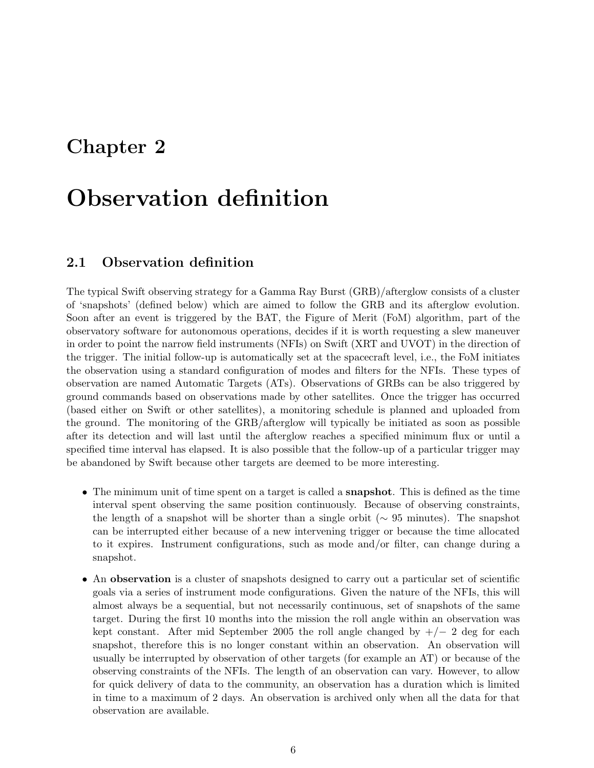# Chapter 2

# Observation definition

## 2.1 Observation definition

The typical Swift observing strategy for a Gamma Ray Burst (GRB)/afterglow consists of a cluster of 'snapshots' (defined below) which are aimed to follow the GRB and its afterglow evolution. Soon after an event is triggered by the BAT, the Figure of Merit (FoM) algorithm, part of the observatory software for autonomous operations, decides if it is worth requesting a slew maneuver in order to point the narrow field instruments (NFIs) on Swift (XRT and UVOT) in the direction of the trigger. The initial follow-up is automatically set at the spacecraft level, i.e., the FoM initiates the observation using a standard configuration of modes and filters for the NFIs. These types of observation are named Automatic Targets (ATs). Observations of GRBs can be also triggered by ground commands based on observations made by other satellites. Once the trigger has occurred (based either on Swift or other satellites), a monitoring schedule is planned and uploaded from the ground. The monitoring of the GRB/afterglow will typically be initiated as soon as possible after its detection and will last until the afterglow reaches a specified minimum flux or until a specified time interval has elapsed. It is also possible that the follow-up of a particular trigger may be abandoned by Swift because other targets are deemed to be more interesting.

- The minimum unit of time spent on a target is called a **snapshot**. This is defined as the time interval spent observing the same position continuously. Because of observing constraints, the length of a snapshot will be shorter than a single orbit ($\sim$ 95 minutes). The snapshot can be interrupted either because of a new intervening trigger or because the time allocated to it expires. Instrument configurations, such as mode and/or filter, can change during a snapshot.
- An **observation** is a cluster of snapshots designed to carry out a particular set of scientific goals via a series of instrument mode configurations. Given the nature of the NFIs, this will almost always be a sequential, but not necessarily continuous, set of snapshots of the same target. During the first 10 months into the mission the roll angle within an observation was kept constant. After mid September 2005 the roll angle changed by $+/-$ 2 deg for each snapshot, therefore this is no longer constant within an observation. An observation will usually be interrupted by observation of other targets (for example an AT) or because of the observing constraints of the NFIs. The length of an observation can vary. However, to allow for quick delivery of data to the community, an observation has a duration which is limited in time to a maximum of 2 days. An observation is archived only when all the data for that observation are available.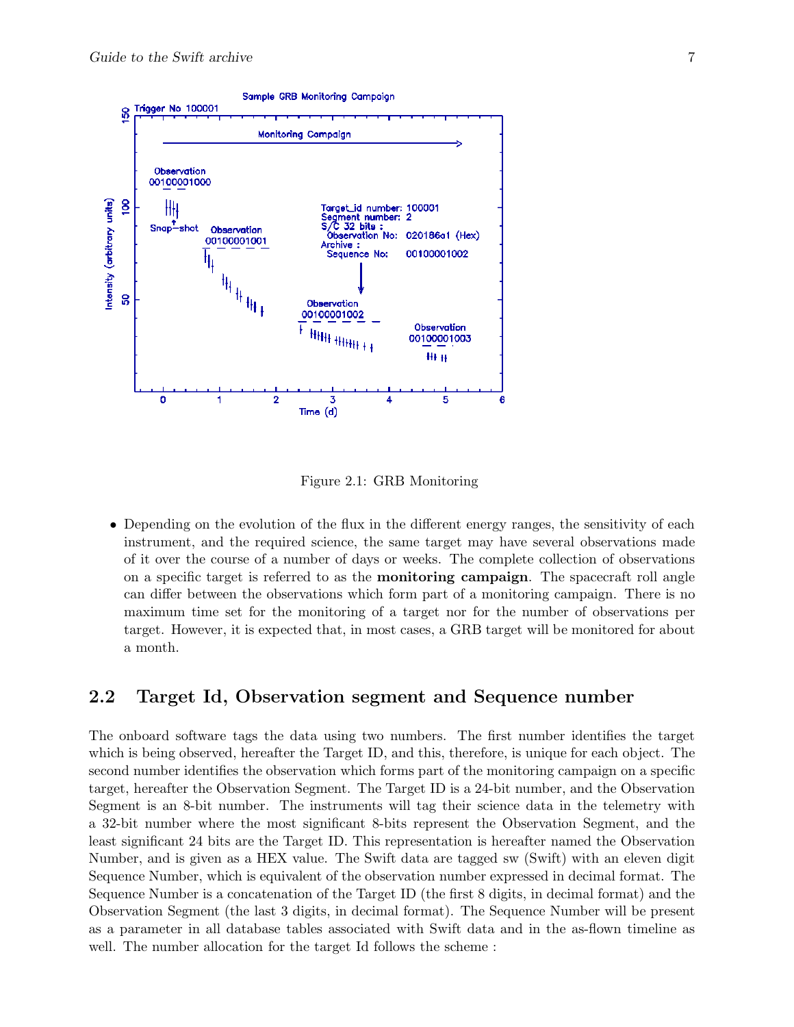Figure 2.1: GRB Monitoring

- Depending on the evolution of the flux in the different energy ranges, the sensitivity of each instrument, and the required science, the same target may have several observations made of it over the course of a number of days or weeks. The complete collection of observations on a specific target is referred to as the **monitoring campaign**. The spacecraft roll angle can differ between the observations which form part of a monitoring campaign. There is no maximum time set for the monitoring of a target nor for the number of observations per target. However, it is expected that, in most cases, a GRB target will be monitored for about a month.

## 2.2 Target Id, Observation segment and Sequence number

The onboard software tags the data using two numbers. The first number identifies the target which is being observed, hereafter the Target ID, and this, therefore, is unique for each object. The second number identifies the observation which forms part of the monitoring campaign on a specific target, hereafter the Observation Segment. The Target ID is a 24-bit number, and the Observation Segment is an 8-bit number. The instruments will tag their science data in the telemetry with a 32-bit number where the most significant 8-bits represent the Observation Segment, and the least significant 24 bits are the Target ID. This representation is hereafter named the Observation Number, and is given as a HEX value. The Swift data are tagged sw (Swift) with an eleven digit Sequence Number, which is equivalent of the observation number expressed in decimal format. The Sequence Number is a concatenation of the Target ID (the first 8 digits, in decimal format) and the Observation Segment (the last 3 digits, in decimal format). The Sequence Number will be present as a parameter in all database tables associated with Swift data and in the as-flown timeline as well. The number allocation for the target Id follows the scheme :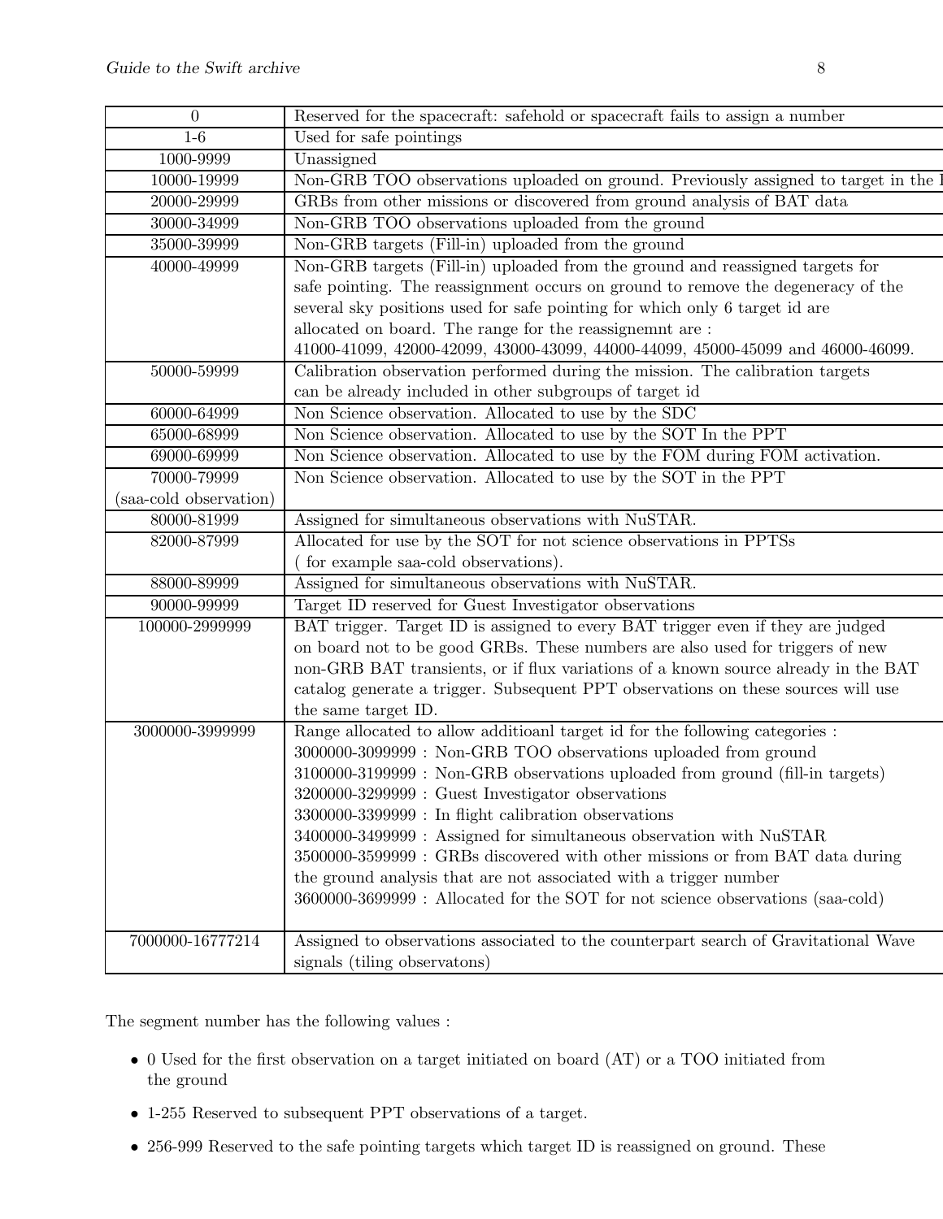| | |
|---|---|
| 0 | Reserved for the spacecraft: safehold or spacecraft fails to assign a number |
| 1-6 | Used for safe pointings |
| 1000-9999 | Unassigned |
| 10000-19999 | Non-GRB TOO observations uploaded on ground. Previously assigned to target in the I |
| 20000-29999 | GRBs from other missions or discovered from ground analysis of BAT data |
| 30000-34999 | Non-GRB TOO observations uploaded from the ground |
| 35000-39999 | Non-GRB targets (Fill-in) uploaded from the ground |
| 40000-49999 | Non-GRB targets (Fill-in) uploaded from the ground and reassigned targets for safe pointing. The reassignment occurs on ground to remove the degeneracy of the several sky positions used for safe pointing for which only 6 target id are allocated on board. The range for the reassignemnt are : 41000-41099, 42000-42099, 43000-43099, 44000-44099, 45000-45099 and 46000-46099. |
| 50000-59999 | Calibration observation performed during the mission. The calibration targets can be already included in other subgroups of target id |
| 60000-64999 | Non Science observation. Allocated to use by the SDC |
| 65000-68999 | Non Science observation. Allocated to use by the SOT In the PPT |
| 69000-69999 | Non Science observation. Allocated to use by the FOM during FOM activation. |
| 70000-79999 (saa-cold observation) | Non Science observation. Allocated to use by the SOT in the PPT |
| 80000-81999 | Assigned for simultaneous observations with NuSTAR. |
| 82000-87999 | Allocated for use by the SOT for not science observations in PPTSs ( for example saa-cold observations). |
| 88000-89999 | Assigned for simultaneous observations with NuSTAR. |
| 90000-99999 | Target ID reserved for Guest Investigator observations |
| 100000-2999999 | BAT trigger. Target ID is assigned to every BAT trigger even if they are judged on board not to be good GRBs. These numbers are also used for triggers of new non-GRB BAT transients, or if flux variations of a known source already in the BAT catalog generate a trigger. Subsequent PPT observations on these sources will use the same target ID. |
| 3000000-3999999 | Range allocated to allow additioanl target id for the following categories : 3000000-3099999 : Non-GRB TOO observations uploaded from ground 3100000-3199999 : Non-GRB observations uploaded from ground (fill-in targets) 3200000-3299999 : Guest Investigator observations 3300000-3399999 : In flight calibration observations 3400000-3499999 : Assigned for simultaneous observation with NuSTAR 3500000-3599999 : GRBs discovered with other missions or from BAT data during the ground analysis that are not associated with a trigger number 3600000-3699999 : Allocated for the SOT for not science observations (saa-cold) |
| 7000000-16777214 | Assigned to observations associated to the counterpart search of Gravitational Wave signals (tiling observatons) |

The segment number has the following values :

- 0 Used for the first observation on a target initiated on board (AT) or a TOO initiated from the ground
- 1-255 Reserved to subsequent PPT observations of a target.
- 256-999 Reserved to the safe pointing targets which target ID is reassigned on ground. These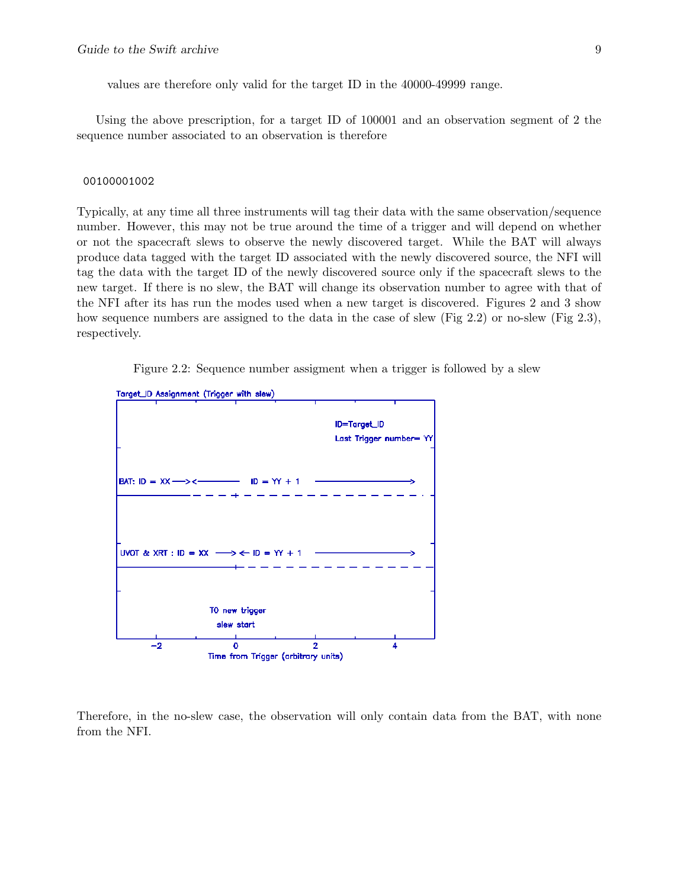values are therefore only valid for the target ID in the 40000-49999 range.

Using the above prescription, for a target ID of 100001 and an observation segment of 2 the sequence number associated to an observation is therefore

```
00100001002
```

Typically, at any time all three instruments will tag their data with the same observation/sequence number. However, this may not be true around the time of a trigger and will depend on whether or not the spacecraft slews to observe the newly discovered target. While the BAT will always produce data tagged with the target ID associated with the newly discovered source, the NFI will tag the data with the target ID of the newly discovered source only if the spacecraft slews to the new target. If there is no slew, the BAT will change its observation number to agree with that of the NFI after its has run the modes used when a new target is discovered. Figures 2 and 3 show how sequence numbers are assigned to the data in the case of slew (Fig 2.2) or no-slew (Fig 2.3), respectively.

Figure 2.2: Sequence number assigment when a trigger is followed by a slew

Target_ID Assignment (Trigger with slew)

ID=Target_ID
Last Trigger number= YY

BAT: ID = XX ——> <—— ID = YY + 1 ——>

UVOT & XRT : ID = XX ——> <— ID = YY + 1 ——>

T0 new trigger
slew start

Time from Trigger (arbitrary units)

Therefore, in the no-slew case, the observation will only contain data from the BAT, with none from the NFI.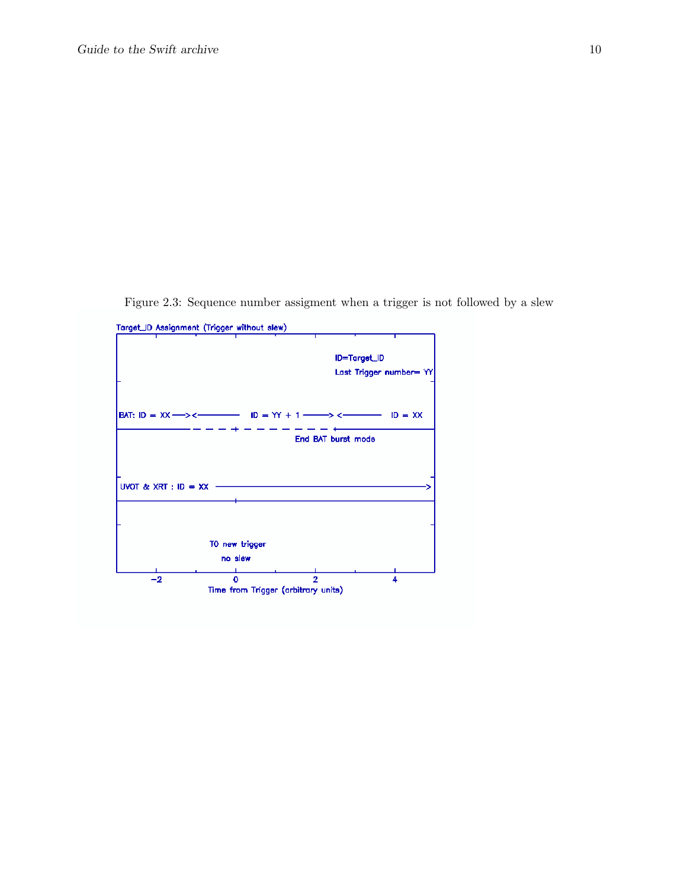Figure 2.3: Sequence number assigment when a trigger is not followed by a slew

Target_ID Assignment (Trigger without slew)

ID=Target_ID

Last Trigger number= YY

BAT: ID = XX ——>< ———— ID = YY + 1 ———> <———— ID = XX

End BAT burst mode

UVOT & XRT : ID = XX ————————————————>

T0 new trigger

no slew

−2 0 2 4

Time from Trigger (arbitrary units)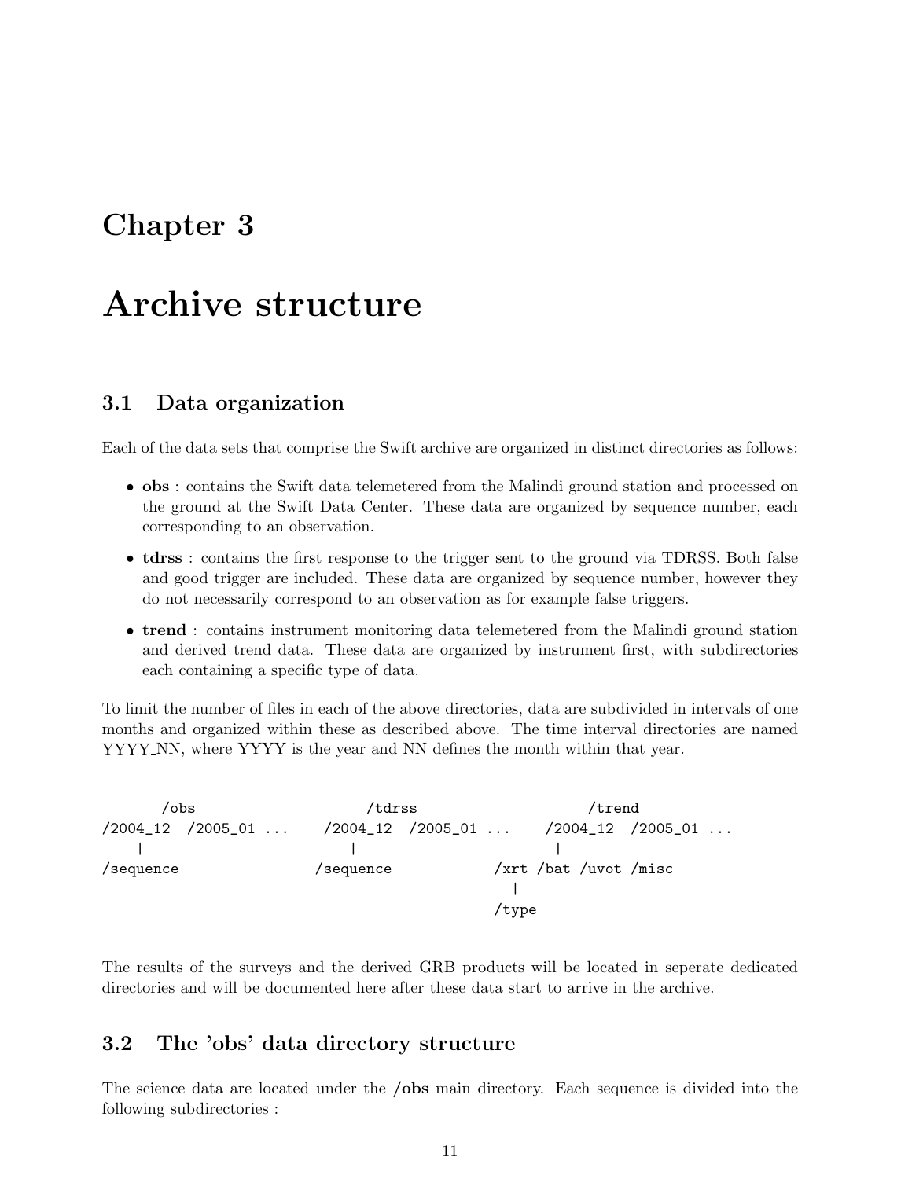# Chapter 3

# Archive structure

## 3.1 Data organization

Each of the data sets that comprise the Swift archive are organized in distinct directories as follows:

- **obs** : contains the Swift data telemetered from the Malindi ground station and processed on the ground at the Swift Data Center. These data are organized by sequence number, each corresponding to an observation.
- **tdrss** : contains the first response to the trigger sent to the ground via TDRSS. Both false and good trigger are included. These data are organized by sequence number, however they do not necessarily correspond to an observation as for example false triggers.
- **trend** : contains instrument monitoring data telemetered from the Malindi ground station and derived trend data. These data are organized by instrument first, with subdirectories each containing a specific type of data.

To limit the number of files in each of the above directories, data are subdivided in intervals of one months and organized within these as described above. The time interval directories are named YYYY_NN, where YYYY is the year and NN defines the month within that year.

```
      /obs                  /tdrss                   /trend
/2004_12  /2005_01 ...    /2004_12  /2005_01 ...    /2004_12  /2005_01 ...
    |                         |                         |
/sequence                 /sequence            /xrt /bat /uvot /misc
                                                  |
                                                /type
```

The results of the surveys and the derived GRB products will be located in seperate dedicated directories and will be documented here after these data start to arrive in the archive.

## 3.2 The 'obs' data directory structure

The science data are located under the **/obs** main directory. Each sequence is divided into the following subdirectories :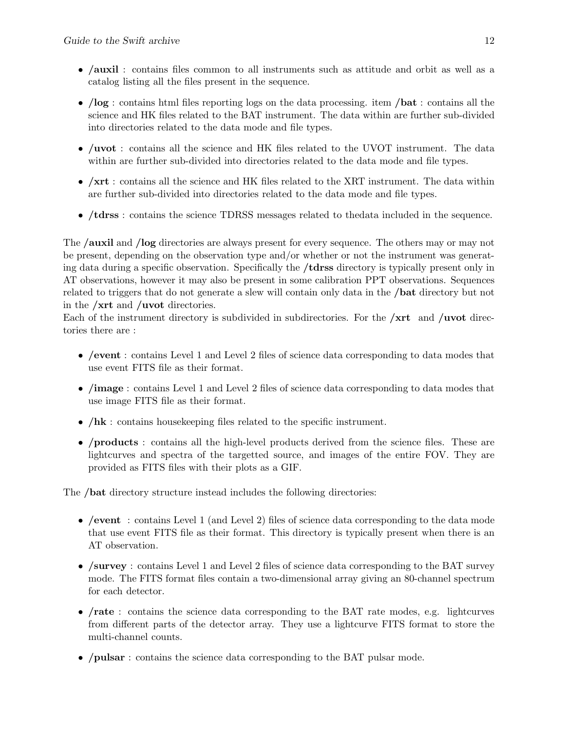- **/auxil** : contains files common to all instruments such as attitude and orbit as well as a catalog listing all the files present in the sequence.
- **/log** : contains html files reporting logs on the data processing. item **/bat** : contains all the science and HK files related to the BAT instrument. The data within are further sub-divided into directories related to the data mode and file types.
- **/uvot** : contains all the science and HK files related to the UVOT instrument. The data within are further sub-divided into directories related to the data mode and file types.
- **/xrt** : contains all the science and HK files related to the XRT instrument. The data within are further sub-divided into directories related to the data mode and file types.
- **/tdrss** : contains the science TDRSS messages related to thedata included in the sequence.

The **/auxil** and **/log** directories are always present for every sequence. The others may or may not be present, depending on the observation type and/or whether or not the instrument was generating data during a specific observation. Specifically the **/tdrss** directory is typically present only in AT observations, however it may also be present in some calibration PPT observations. Sequences related to triggers that do not generate a slew will contain only data in the **/bat** directory but not in the **/xrt** and **/uvot** directories.
Each of the instrument directory is subdivided in subdirectories. For the **/xrt** and **/uvot** directories there are :

- **/event** : contains Level 1 and Level 2 files of science data corresponding to data modes that use event FITS file as their format.
- **/image** : contains Level 1 and Level 2 files of science data corresponding to data modes that use image FITS file as their format.
- **/hk** : contains housekeeping files related to the specific instrument.
- **/products** : contains all the high-level products derived from the science files. These are lightcurves and spectra of the targetted source, and images of the entire FOV. They are provided as FITS files with their plots as a GIF.

The **/bat** directory structure instead includes the following directories:

- **/event** : contains Level 1 (and Level 2) files of science data corresponding to the data mode that use event FITS file as their format. This directory is typically present when there is an AT observation.
- **/survey** : contains Level 1 and Level 2 files of science data corresponding to the BAT survey mode. The FITS format files contain a two-dimensional array giving an 80-channel spectrum for each detector.
- **/rate** : contains the science data corresponding to the BAT rate modes, e.g. lightcurves from different parts of the detector array. They use a lightcurve FITS format to store the multi-channel counts.
- **/pulsar** : contains the science data corresponding to the BAT pulsar mode.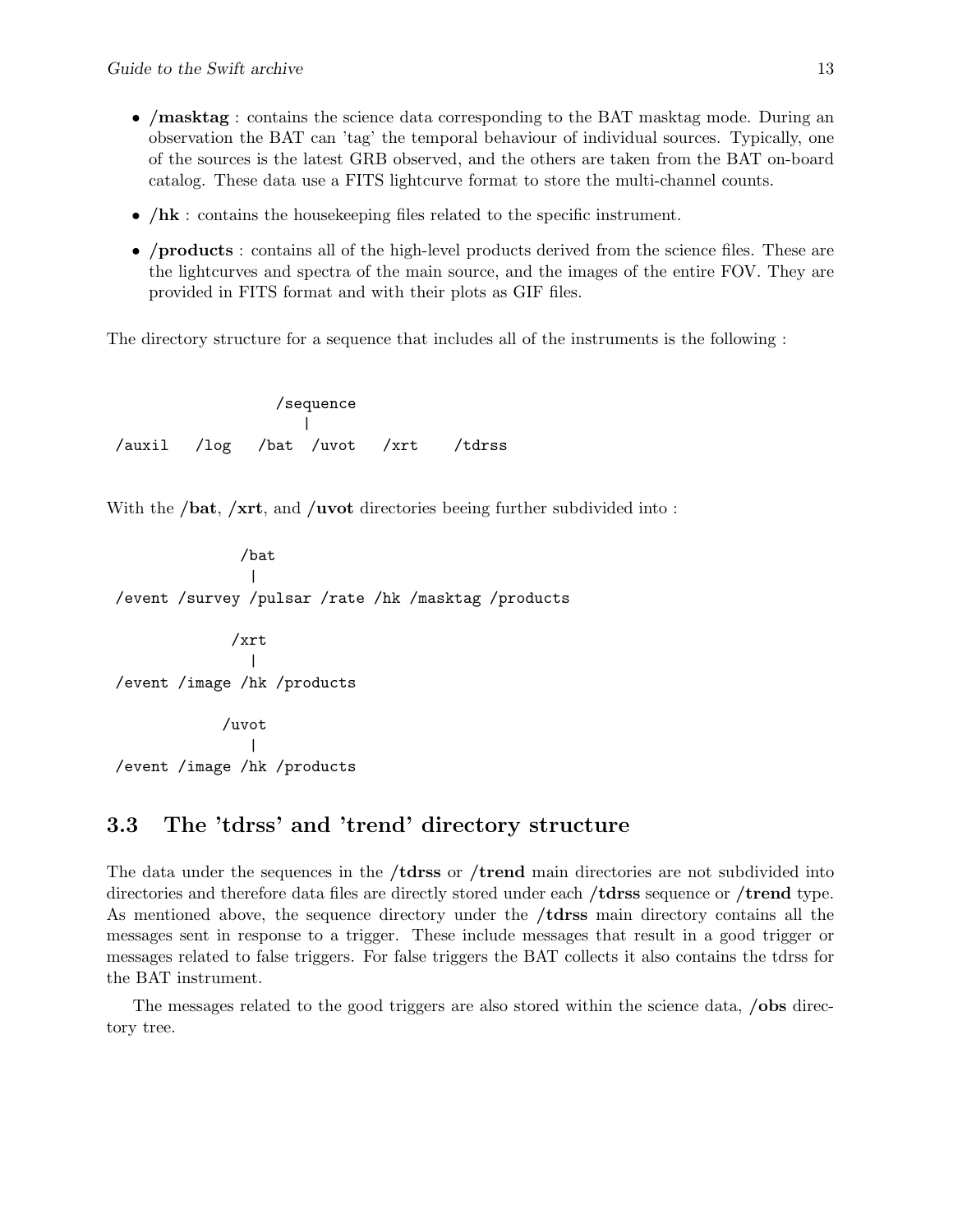- **/masktag** : contains the science data corresponding to the BAT masktag mode. During an observation the BAT can 'tag' the temporal behaviour of individual sources. Typically, one of the sources is the latest GRB observed, and the others are taken from the BAT on-board catalog. These data use a FITS lightcurve format to store the multi-channel counts.
- **/hk** : contains the housekeeping files related to the specific instrument.
- **/products** : contains all of the high-level products derived from the science files. These are the lightcurves and spectra of the main source, and the images of the entire FOV. They are provided in FITS format and with their plots as GIF files.

The directory structure for a sequence that includes all of the instruments is the following :

```
                  /sequence
                      |
/auxil   /log   /bat  /uvot   /xrt    /tdrss
```

With the **/bat**, **/xrt**, and **/uvot** directories beeing further subdivided into :

```
              /bat
               |
/event /survey /pulsar /rate /hk /masktag /products

             /xrt
               |
/event /image /hk /products

            /uvot
               |
/event /image /hk /products
```

## 3.3 The 'tdrss' and 'trend' directory structure

The data under the sequences in the **/tdrss** or **/trend** main directories are not subdivided into directories and therefore data files are directly stored under each **/tdrss** sequence or **/trend** type. As mentioned above, the sequence directory under the **/tdrss** main directory contains all the messages sent in response to a trigger. These include messages that result in a good trigger or messages related to false triggers. For false triggers the BAT collects it also contains the tdrss for the BAT instrument.

The messages related to the good triggers are also stored within the science data, **/obs** directory tree.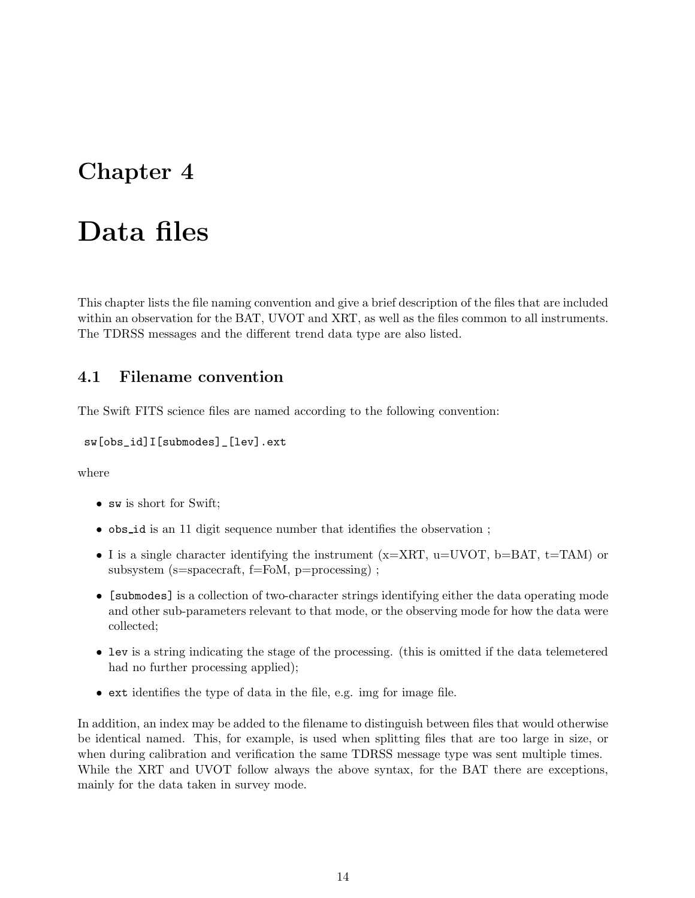# Chapter 4

# Data files

This chapter lists the file naming convention and give a brief description of the files that are included within an observation for the BAT, UVOT and XRT, as well as the files common to all instruments. The TDRSS messages and the different trend data type are also listed.

## 4.1 Filename convention

The Swift FITS science files are named according to the following convention:

```
sw[obs_id]I[submodes]_[lev].ext
```

where

- `sw` is short for Swift;
- `obs_id` is an 11 digit sequence number that identifies the observation ;
- I is a single character identifying the instrument (x=XRT, u=UVOT, b=BAT, t=TAM) or subsystem (s=spacecraft, f=FoM, p=processing) ;
- `[submodes]` is a collection of two-character strings identifying either the data operating mode and other sub-parameters relevant to that mode, or the observing mode for how the data were collected;
- `lev` is a string indicating the stage of the processing. (this is omitted if the data telemetered had no further processing applied);
- `ext` identifies the type of data in the file, e.g. img for image file.

In addition, an index may be added to the filename to distinguish between files that would otherwise be identical named. This, for example, is used when splitting files that are too large in size, or when during calibration and verification the same TDRSS message type was sent multiple times. While the XRT and UVOT follow always the above syntax, for the BAT there are exceptions, mainly for the data taken in survey mode.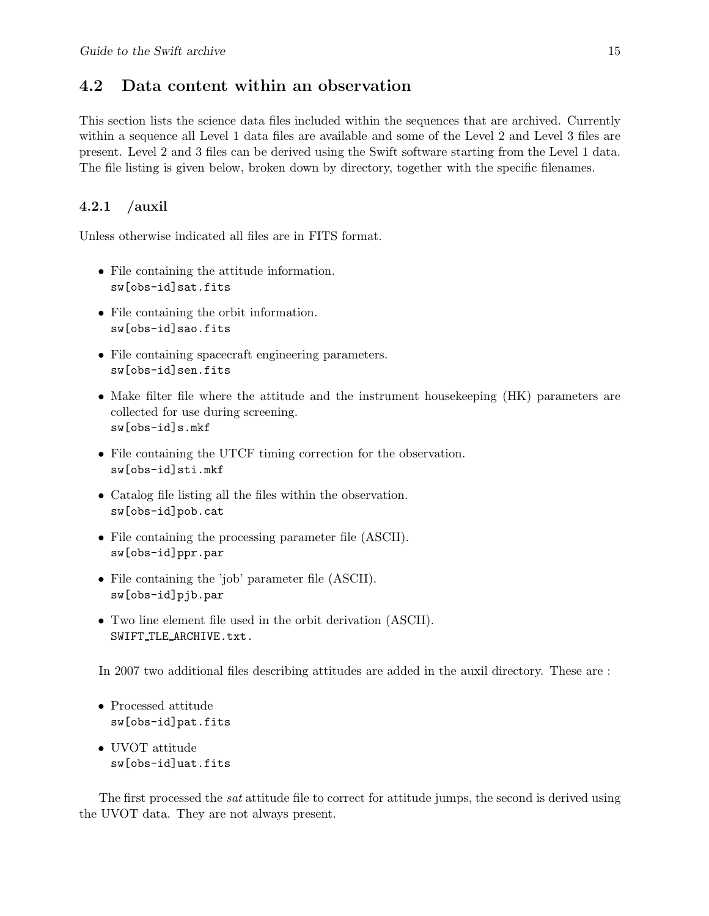## 4.2 Data content within an observation

This section lists the science data files included within the sequences that are archived. Currently within a sequence all Level 1 data files are available and some of the Level 2 and Level 3 files are present. Level 2 and 3 files can be derived using the Swift software starting from the Level 1 data. The file listing is given below, broken down by directory, together with the specific filenames.

### 4.2.1 /auxil

Unless otherwise indicated all files are in FITS format.

- File containing the attitude information.
  `sw[obs-id]sat.fits`
- File containing the orbit information.
  `sw[obs-id]sao.fits`
- File containing spacecraft engineering parameters.
  `sw[obs-id]sen.fits`
- Make filter file where the attitude and the instrument housekeeping (HK) parameters are collected for use during screening.
  `sw[obs-id]s.mkf`
- File containing the UTCF timing correction for the observation.
  `sw[obs-id]sti.mkf`
- Catalog file listing all the files within the observation.
  `sw[obs-id]pob.cat`
- File containing the processing parameter file (ASCII).
  `sw[obs-id]ppr.par`
- File containing the 'job' parameter file (ASCII).
  `sw[obs-id]pjb.par`
- Two line element file used in the orbit derivation (ASCII).
  `SWIFT_TLE_ARCHIVE.txt.`

In 2007 two additional files describing attitudes are added in the auxil directory. These are :

- Processed attitude
  `sw[obs-id]pat.fits`
- UVOT attitude
  `sw[obs-id]uat.fits`

The first processed the *sat* attitude file to correct for attitude jumps, the second is derived using the UVOT data. They are not always present.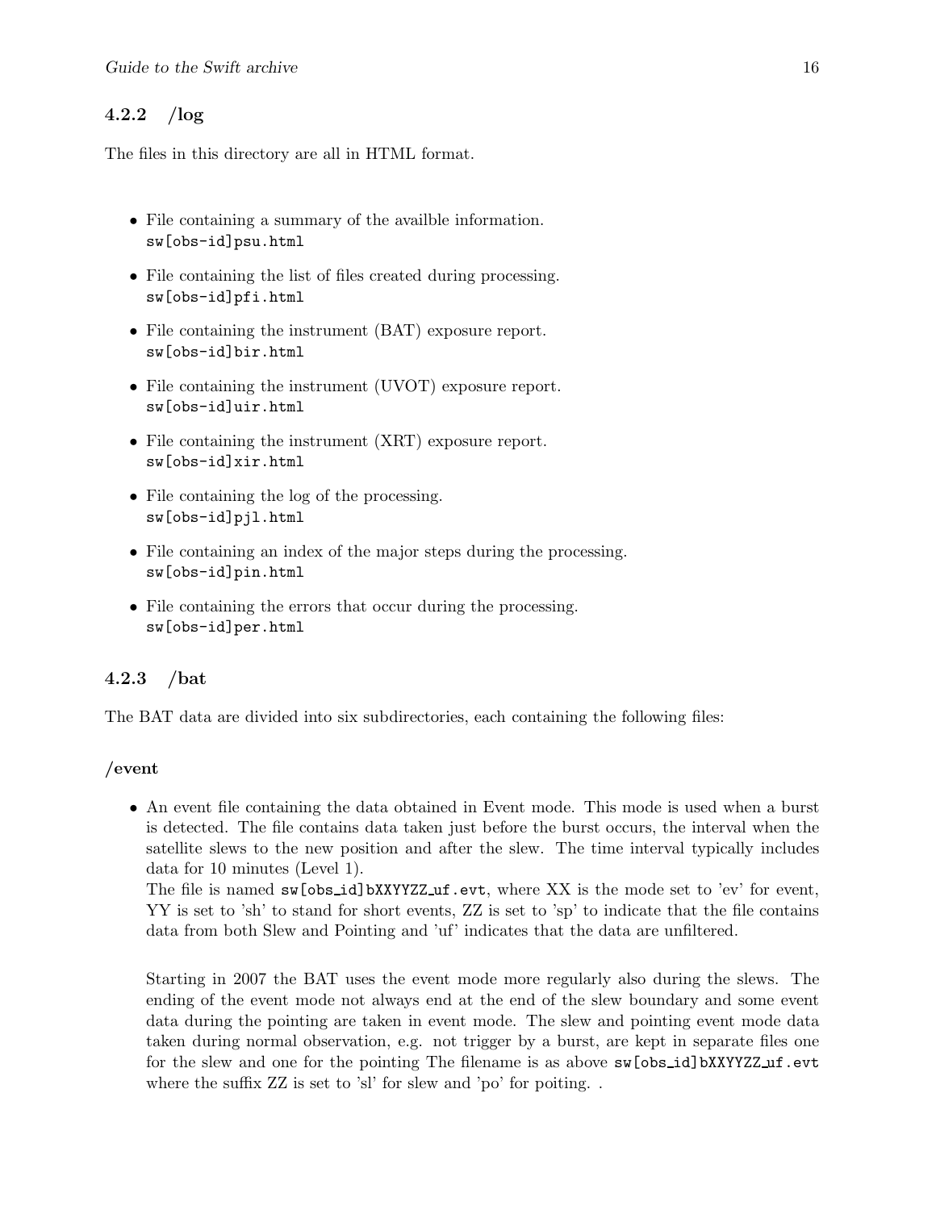### 4.2.2 /log

The files in this directory are all in HTML format.

- File containing a summary of the availble information.
  `sw[obs-id]psu.html`
- File containing the list of files created during processing.
  `sw[obs-id]pfi.html`
- File containing the instrument (BAT) exposure report.
  `sw[obs-id]bir.html`
- File containing the instrument (UVOT) exposure report.
  `sw[obs-id]uir.html`
- File containing the instrument (XRT) exposure report.
  `sw[obs-id]xir.html`
- File containing the log of the processing.
  `sw[obs-id]pjl.html`
- File containing an index of the major steps during the processing.
  `sw[obs-id]pin.html`
- File containing the errors that occur during the processing.
  `sw[obs-id]per.html`

### 4.2.3 /bat

The BAT data are divided into six subdirectories, each containing the following files:

**/event**

- An event file containing the data obtained in Event mode. This mode is used when a burst is detected. The file contains data taken just before the burst occurs, the interval when the satellite slews to the new position and after the slew. The time interval typically includes data for 10 minutes (Level 1).
  The file is named `sw[obs_id]bXXYYZZ_uf.evt`, where XX is the mode set to 'ev' for event, YY is set to 'sh' to stand for short events, ZZ is set to 'sp' to indicate that the file contains data from both Slew and Pointing and 'uf' indicates that the data are unfiltered.

  Starting in 2007 the BAT uses the event mode more regularly also during the slews. The ending of the event mode not always end at the end of the slew boundary and some event data during the pointing are taken in event mode. The slew and pointing event mode data taken during normal observation, e.g. not trigger by a burst, are kept in separate files one for the slew and one for the pointing The filename is as above `sw[obs_id]bXXYYZZ_uf.evt` where the suffix ZZ is set to 'sl' for slew and 'po' for poiting. .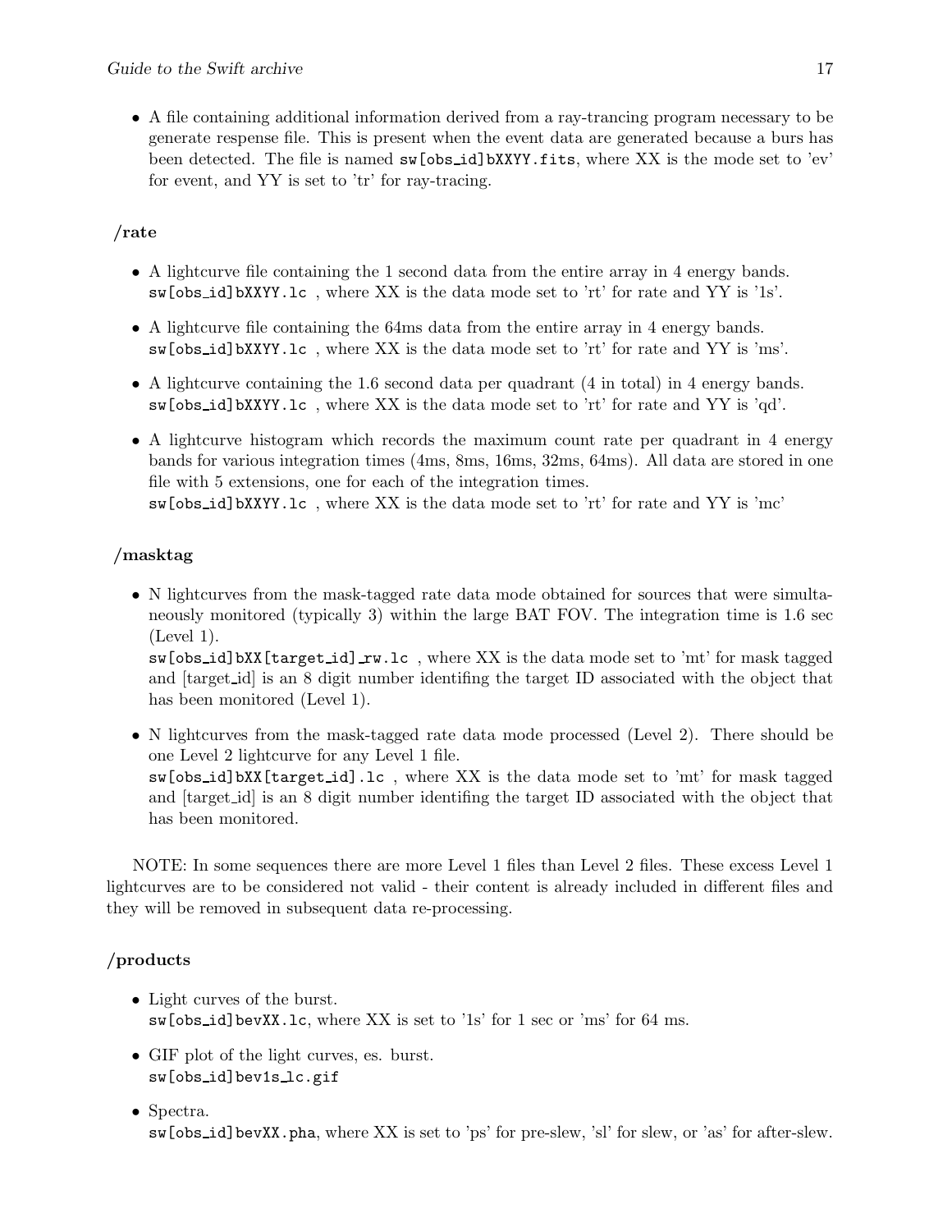- A file containing additional information derived from a ray-trancing program necessary to be generate respense file. This is present when the event data are generated because a burs has been detected. The file is named `sw[obs_id]bXXYY.fits`, where XX is the mode set to 'ev' for event, and YY is set to 'tr' for ray-tracing.

### /rate

- A lightcurve file containing the 1 second data from the entire array in 4 energy bands. `sw[obs_id]bXXYY.lc` , where XX is the data mode set to 'rt' for rate and YY is '1s'.
- A lightcurve file containing the 64ms data from the entire array in 4 energy bands. `sw[obs_id]bXXYY.lc` , where XX is the data mode set to 'rt' for rate and YY is 'ms'.
- A lightcurve containing the 1.6 second data per quadrant (4 in total) in 4 energy bands. `sw[obs_id]bXXYY.lc` , where XX is the data mode set to 'rt' for rate and YY is 'qd'.
- A lightcurve histogram which records the maximum count rate per quadrant in 4 energy bands for various integration times (4ms, 8ms, 16ms, 32ms, 64ms). All data are stored in one file with 5 extensions, one for each of the integration times.
  `sw[obs_id]bXXYY.lc` , where XX is the data mode set to 'rt' for rate and YY is 'mc'

### /masktag

- N lightcurves from the mask-tagged rate data mode obtained for sources that were simultaneously monitored (typically 3) within the large BAT FOV. The integration time is 1.6 sec (Level 1).
  `sw[obs_id]bXX[target_id]_rw.lc` , where XX is the data mode set to 'mt' for mask tagged and [target_id] is an 8 digit number identifing the target ID associated with the object that has been monitored (Level 1).
- N lightcurves from the mask-tagged rate data mode processed (Level 2). There should be one Level 2 lightcurve for any Level 1 file.
  `sw[obs_id]bXX[target_id].lc` , where XX is the data mode set to 'mt' for mask tagged and [target_id] is an 8 digit number identifing the target ID associated with the object that has been monitored.

NOTE: In some sequences there are more Level 1 files than Level 2 files. These excess Level 1 lightcurves are to be considered not valid - their content is already included in different files and they will be removed in subsequent data re-processing.

### /products

- Light curves of the burst.
  `sw[obs_id]bevXX.lc`, where XX is set to '1s' for 1 sec or 'ms' for 64 ms.
- GIF plot of the light curves, es. burst.
  `sw[obs_id]bev1s_lc.gif`
- Spectra.
  `sw[obs_id]bevXX.pha`, where XX is set to 'ps' for pre-slew, 'sl' for slew, or 'as' for after-slew.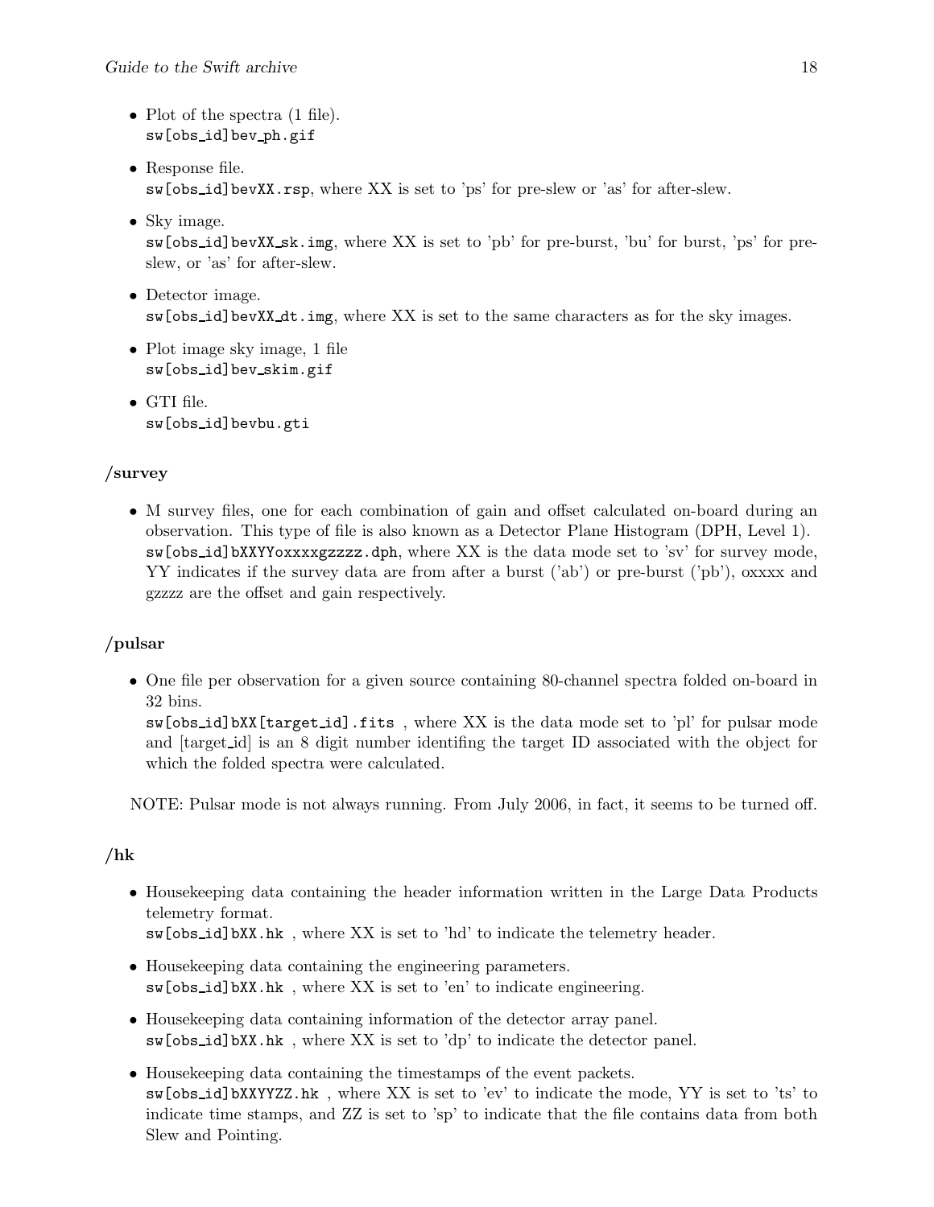- Plot of the spectra (1 file).
  `sw[obs_id]bev_ph.gif`

- Response file.
  `sw[obs_id]bevXX.rsp`, where XX is set to 'ps' for pre-slew or 'as' for after-slew.

- Sky image.
  `sw[obs_id]bevXX_sk.img`, where XX is set to 'pb' for pre-burst, 'bu' for burst, 'ps' for pre-slew, or 'as' for after-slew.

- Detector image.
  `sw[obs_id]bevXX_dt.img`, where XX is set to the same characters as for the sky images.

- Plot image sky image, 1 file
  `sw[obs_id]bev_skim.gif`

- GTI file.
  `sw[obs_id]bevbu.gti`

### /survey

- M survey files, one for each combination of gain and offset calculated on-board during an observation. This type of file is also known as a Detector Plane Histogram (DPH, Level 1).
  `sw[obs_id]bXXYYoxxxxgzzzz.dph`, where XX is the data mode set to 'sv' for survey mode, YY indicates if the survey data are from after a burst ('ab') or pre-burst ('pb'), oxxxx and gzzzz are the offset and gain respectively.

### /pulsar

- One file per observation for a given source containing 80-channel spectra folded on-board in 32 bins.
  `sw[obs_id]bXX[target_id].fits` , where XX is the data mode set to 'pl' for pulsar mode and [target_id] is an 8 digit number identifing the target ID associated with the object for which the folded spectra were calculated.

NOTE: Pulsar mode is not always running. From July 2006, in fact, it seems to be turned off.

### /hk

- Housekeeping data containing the header information written in the Large Data Products telemetry format.
  `sw[obs_id]bXX.hk` , where XX is set to 'hd' to indicate the telemetry header.

- Housekeeping data containing the engineering parameters.
  `sw[obs_id]bXX.hk` , where XX is set to 'en' to indicate engineering.

- Housekeeping data containing information of the detector array panel.
  `sw[obs_id]bXX.hk` , where XX is set to 'dp' to indicate the detector panel.

- Housekeeping data containing the timestamps of the event packets.
  `sw[obs_id]bXXYYZZ.hk` , where XX is set to 'ev' to indicate the mode, YY is set to 'ts' to indicate time stamps, and ZZ is set to 'sp' to indicate that the file contains data from both Slew and Pointing.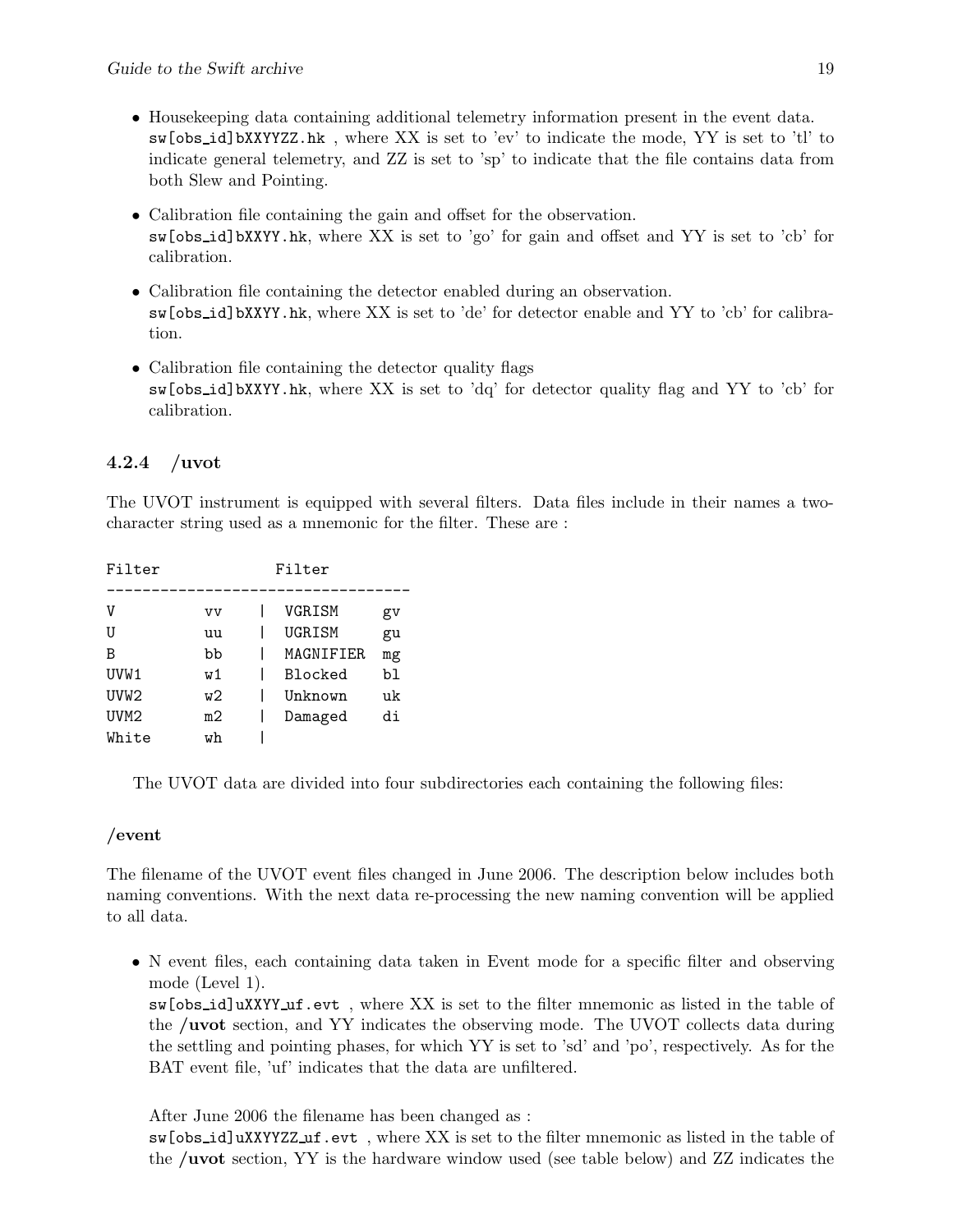- Housekeeping data containing additional telemetry information present in the event data. `sw[obs_id]bXXYYZZ.hk` , where XX is set to 'ev' to indicate the mode, YY is set to 'tl' to indicate general telemetry, and ZZ is set to 'sp' to indicate that the file contains data from both Slew and Pointing.

- Calibration file containing the gain and offset for the observation. `sw[obs_id]bXXYY.hk`, where XX is set to 'go' for gain and offset and YY is set to 'cb' for calibration.

- Calibration file containing the detector enabled during an observation. `sw[obs_id]bXXYY.hk`, where XX is set to 'de' for detector enable and YY to 'cb' for calibration.

- Calibration file containing the detector quality flags `sw[obs_id]bXXYY.hk`, where XX is set to 'dq' for detector quality flag and YY to 'cb' for calibration.

### 4.2.4 /uvot

The UVOT instrument is equipped with several filters. Data files include in their names a two-character string used as a mnemonic for the filter. These are :

```
Filter            Filter
----------------------------------
V          vv    |  VGRISM     gv
U          uu    |  UGRISM     gu
B          bb    |  MAGNIFIER  mg
UVW1       w1    |  Blocked    bl
UVW2       w2    |  Unknown    uk
UVM2       m2    |  Damaged    di
White      wh    |
```

The UVOT data are divided into four subdirectories each containing the following files:

#### /event

The filename of the UVOT event files changed in June 2006. The description below includes both naming conventions. With the next data re-processing the new naming convention will be applied to all data.

- N event files, each containing data taken in Event mode for a specific filter and observing mode (Level 1).
  `sw[obs_id]uXXYY_uf.evt` , where XX is set to the filter mnemonic as listed in the table of the **/uvot** section, and YY indicates the observing mode. The UVOT collects data during the settling and pointing phases, for which YY is set to 'sd' and 'po', respectively. As for the BAT event file, 'uf' indicates that the data are unfiltered.

  After June 2006 the filename has been changed as :
  `sw[obs_id]uXXYYZZ_uf.evt` , where XX is set to the filter mnemonic as listed in the table of the **/uvot** section, YY is the hardware window used (see table below) and ZZ indicates the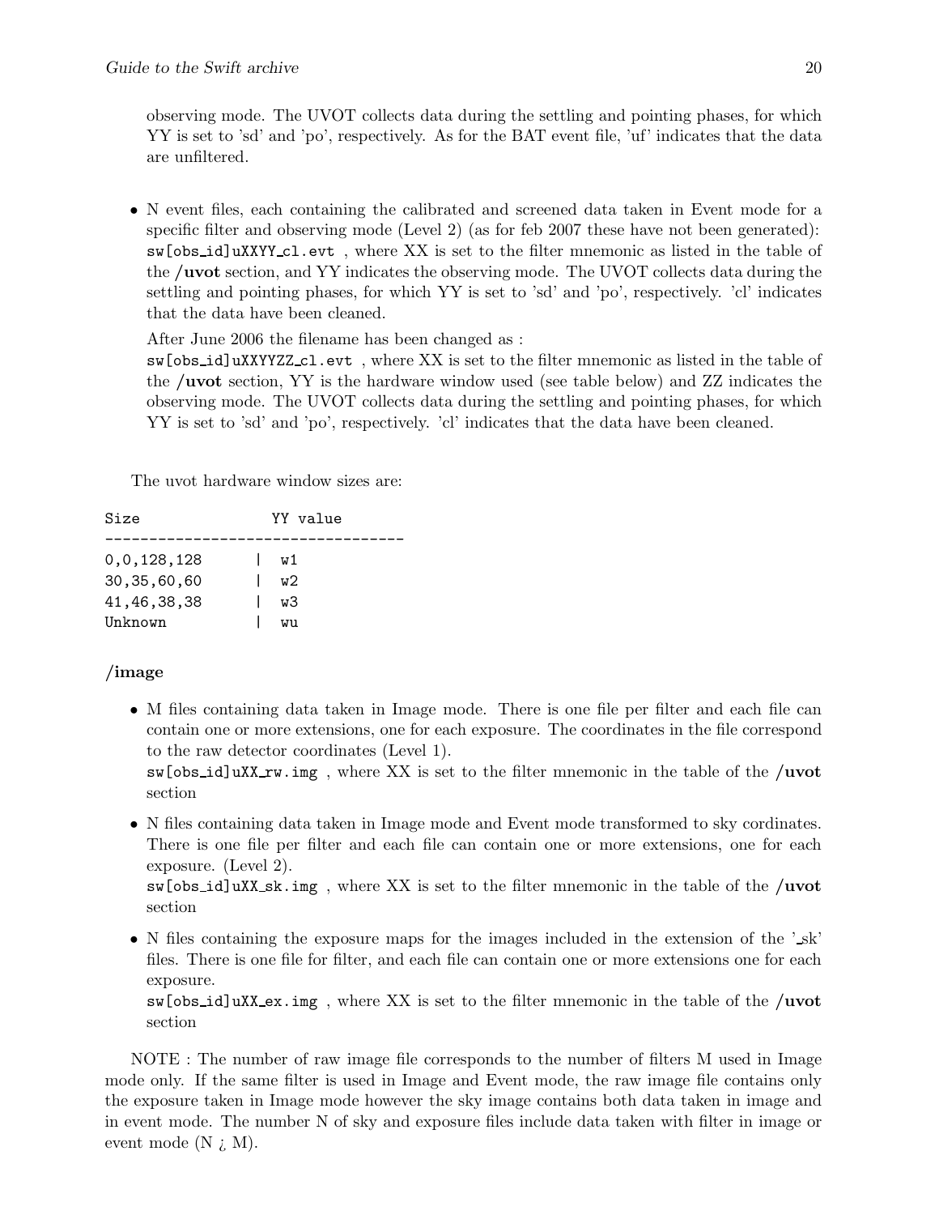observing mode. The UVOT collects data during the settling and pointing phases, for which YY is set to 'sd' and 'po', respectively. As for the BAT event file, 'uf' indicates that the data are unfiltered.

- N event files, each containing the calibrated and screened data taken in Event mode for a specific filter and observing mode (Level 2) (as for feb 2007 these have not been generated): `sw[obs_id]uXXYY_cl.evt` , where XX is set to the filter mnemonic as listed in the table of the **/uvot** section, and YY indicates the observing mode. The UVOT collects data during the settling and pointing phases, for which YY is set to 'sd' and 'po', respectively. 'cl' indicates that the data have been cleaned.

  After June 2006 the filename has been changed as :
  `sw[obs_id]uXXYYZZ_cl.evt` , where XX is set to the filter mnemonic as listed in the table of the **/uvot** section, YY is the hardware window used (see table below) and ZZ indicates the observing mode. The UVOT collects data during the settling and pointing phases, for which YY is set to 'sd' and 'po', respectively. 'cl' indicates that the data have been cleaned.

The uvot hardware window sizes are:

```
Size              YY value
----------------------------------
0,0,128,128      |  w1
30,35,60,60      |  w2
41,46,38,38      |  w3
Unknown          |  wu
```

### /image

- M files containing data taken in Image mode. There is one file per filter and each file can contain one or more extensions, one for each exposure. The coordinates in the file correspond to the raw detector coordinates (Level 1).
  `sw[obs_id]uXX_rw.img` , where XX is set to the filter mnemonic in the table of the **/uvot** section

- N files containing data taken in Image mode and Event mode transformed to sky cordinates. There is one file per filter and each file can contain one or more extensions, one for each exposure. (Level 2).
  `sw[obs_id]uXX_sk.img` , where XX is set to the filter mnemonic in the table of the **/uvot** section

- N files containing the exposure maps for the images included in the extension of the '_sk' files. There is one file for filter, and each file can contain one or more extensions one for each exposure.
  `sw[obs_id]uXX_ex.img` , where XX is set to the filter mnemonic in the table of the **/uvot** section

NOTE : The number of raw image file corresponds to the number of filters M used in Image mode only. If the same filter is used in Image and Event mode, the raw image file contains only the exposure taken in Image mode however the sky image contains both data taken in image and in event mode. The number N of sky and exposure files include data taken with filter in image or event mode (N ¿ M).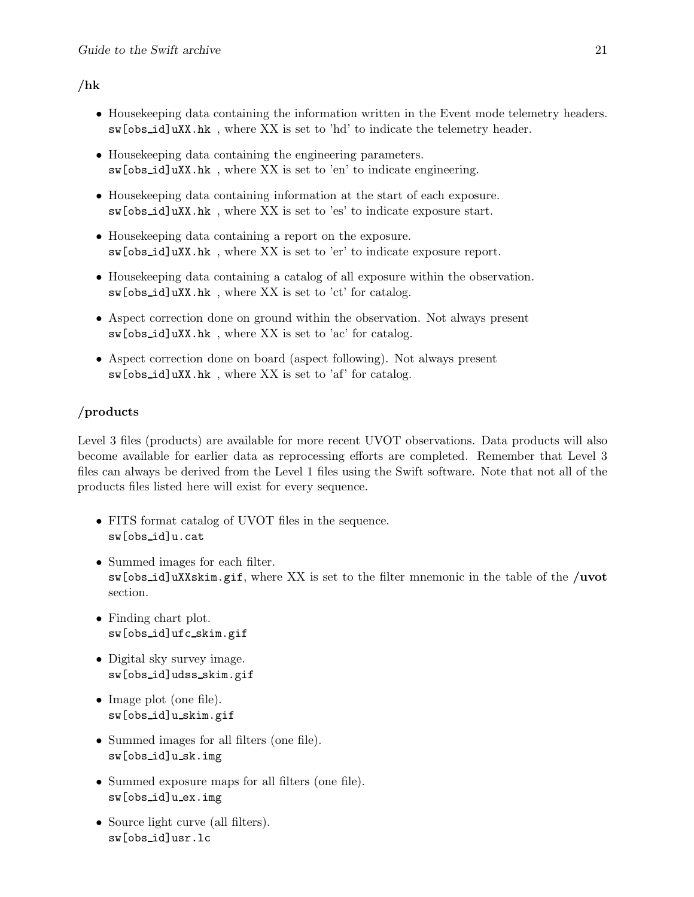## /hk

- Housekeeping data containing the information written in the Event mode telemetry headers.
  `sw[obs_id]uXX.hk` , where XX is set to 'hd' to indicate the telemetry header.
- Housekeeping data containing the engineering parameters.
  `sw[obs_id]uXX.hk` , where XX is set to 'en' to indicate engineering.
- Housekeeping data containing information at the start of each exposure.
  `sw[obs_id]uXX.hk` , where XX is set to 'es' to indicate exposure start.
- Housekeeping data containing a report on the exposure.
  `sw[obs_id]uXX.hk` , where XX is set to 'er' to indicate exposure report.
- Housekeeping data containing a catalog of all exposure within the observation.
  `sw[obs_id]uXX.hk` , where XX is set to 'ct' for catalog.
- Aspect correction done on ground within the observation. Not always present
  `sw[obs_id]uXX.hk` , where XX is set to 'ac' for catalog.
- Aspect correction done on board (aspect following). Not always present
  `sw[obs_id]uXX.hk` , where XX is set to 'af' for catalog.

## /products

Level 3 files (products) are available for more recent UVOT observations. Data products will also become available for earlier data as reprocessing efforts are completed. Remember that Level 3 files can always be derived from the Level 1 files using the Swift software. Note that not all of the products files listed here will exist for every sequence.

- FITS format catalog of UVOT files in the sequence.
  `sw[obs_id]u.cat`
- Summed images for each filter.
  `sw[obs_id]uXXskim.gif`, where XX is set to the filter mnemonic in the table of the **/uvot** section.
- Finding chart plot.
  `sw[obs_id]ufc_skim.gif`
- Digital sky survey image.
  `sw[obs_id]udss_skim.gif`
- Image plot (one file).
  `sw[obs_id]u_skim.gif`
- Summed images for all filters (one file).
  `sw[obs_id]u_sk.img`
- Summed exposure maps for all filters (one file).
  `sw[obs_id]u_ex.img`
- Source light curve (all filters).
  `sw[obs_id]usr.lc`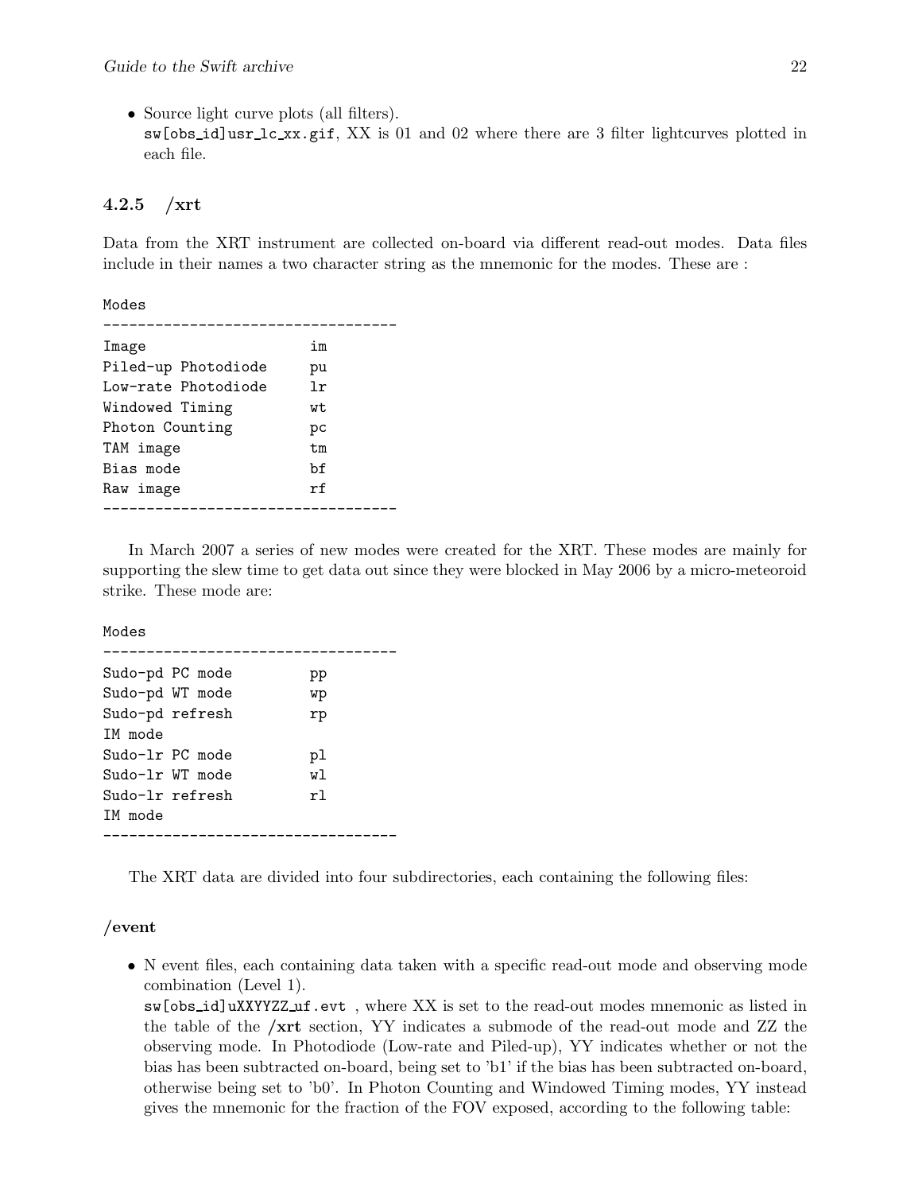- Source light curve plots (all filters).
  sw[obs_id]usr_lc_xx.gif, XX is 01 and 02 where there are 3 filter lightcurves plotted in each file.

### 4.2.5 /xrt

Data from the XRT instrument are collected on-board via different read-out modes. Data files include in their names a two character string as the mnemonic for the modes. These are :

```
Modes
----------------------------------
Image                   im
Piled-up Photodiode     pu
Low-rate Photodiode     lr
Windowed Timing         wt
Photon Counting         pc
TAM image               tm
Bias mode               bf
Raw image               rf
----------------------------------
```

In March 2007 a series of new modes were created for the XRT. These modes are mainly for supporting the slew time to get data out since they were blocked in May 2006 by a micro-meteoroid strike. These mode are:

```
Modes
----------------------------------
Sudo-pd PC mode         pp
Sudo-pd WT mode         wp
Sudo-pd refresh         rp
IM mode
Sudo-lr PC mode         pl
Sudo-lr WT mode         wl
Sudo-lr refresh         rl
IM mode
----------------------------------
```

The XRT data are divided into four subdirectories, each containing the following files:

**/event**

- N event files, each containing data taken with a specific read-out mode and observing mode combination (Level 1).
  sw[obs_id]uXXYYZZ_uf.evt , where XX is set to the read-out modes mnemonic as listed in the table of the **/xrt** section, YY indicates a submode of the read-out mode and ZZ the observing mode. In Photodiode (Low-rate and Piled-up), YY indicates whether or not the bias has been subtracted on-board, being set to 'b1' if the bias has been subtracted on-board, otherwise being set to 'b0'. In Photon Counting and Windowed Timing modes, YY instead gives the mnemonic for the fraction of the FOV exposed, according to the following table: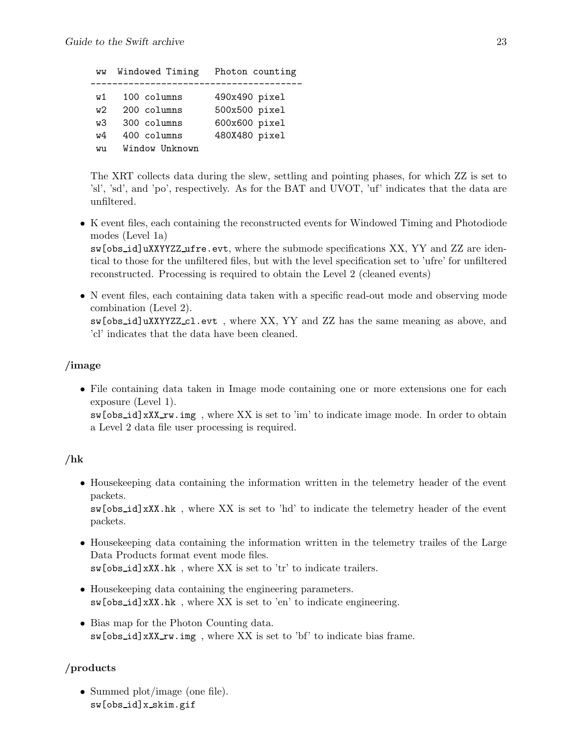```
 ww  Windowed Timing   Photon counting
---------------------------------------
 w1   100 columns      490x490 pixel
 w2   200 columns      500x500 pixel
 w3   300 columns      600x600 pixel
 w4   400 columns      480X480 pixel
 wu   Window Unknown
```

The XRT collects data during the slew, settling and pointing phases, for which ZZ is set to 'sl', 'sd', and 'po', respectively. As for the BAT and UVOT, 'uf' indicates that the data are unfiltered.

- K event files, each containing the reconstructed events for Windowed Timing and Photodiode modes (Level 1a)
  `sw[obs_id]uXXYYZZ_ufre.evt`, where the submode specifications XX, YY and ZZ are identical to those for the unfiltered files, but with the level specification set to 'ufre' for unfiltered reconstructed. Processing is required to obtain the Level 2 (cleaned events)
- N event files, each containing data taken with a specific read-out mode and observing mode combination (Level 2).
  `sw[obs_id]uXXYYZZ_cl.evt` , where XX, YY and ZZ has the same meaning as above, and 'cl' indicates that the data have been cleaned.

### /image

- File containing data taken in Image mode containing one or more extensions one for each exposure (Level 1).
  `sw[obs_id]xXX_rw.img` , where XX is set to 'im' to indicate image mode. In order to obtain a Level 2 data file user processing is required.

### /hk

- Housekeeping data containing the information written in the telemetry header of the event packets.
  `sw[obs_id]xXX.hk` , where XX is set to 'hd' to indicate the telemetry header of the event packets.
- Housekeeping data containing the information written in the telemetry trailes of the Large Data Products format event mode files.
  `sw[obs_id]xXX.hk` , where XX is set to 'tr' to indicate trailers.
- Housekeeping data containing the engineering parameters.
  `sw[obs_id]xXX.hk` , where XX is set to 'en' to indicate engineering.
- Bias map for the Photon Counting data.
  `sw[obs_id]xXX_rw.img` , where XX is set to 'bf' to indicate bias frame.

### /products

- Summed plot/image (one file).
  `sw[obs_id]x_skim.gif`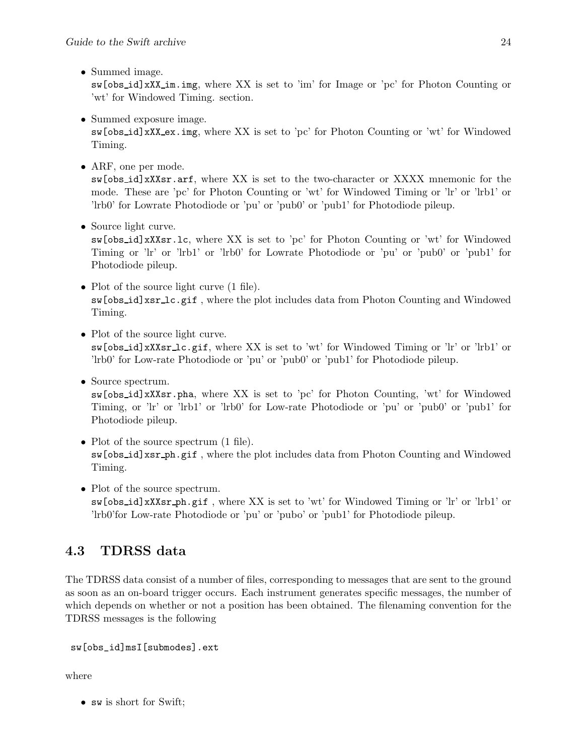- Summed image.
  `sw[obs_id]xXX_im.img`, where XX is set to 'im' for Image or 'pc' for Photon Counting or 'wt' for Windowed Timing. section.

- Summed exposure image.
  `sw[obs_id]xXX_ex.img`, where XX is set to 'pc' for Photon Counting or 'wt' for Windowed Timing.

- ARF, one per mode.
  `sw[obs_id]xXXsr.arf`, where XX is set to the two-character or XXXX mnemonic for the mode. These are 'pc' for Photon Counting or 'wt' for Windowed Timing or 'lr' or 'lrb1' or 'lrb0' for Lowrate Photodiode or 'pu' or 'pub0' or 'pub1' for Photodiode pileup.

- Source light curve.
  `sw[obs_id]xXXsr.lc`, where XX is set to 'pc' for Photon Counting or 'wt' for Windowed Timing or 'lr' or 'lrb1' or 'lrb0' for Lowrate Photodiode or 'pu' or 'pub0' or 'pub1' for Photodiode pileup.

- Plot of the source light curve (1 file).
  `sw[obs_id]xsr_lc.gif` , where the plot includes data from Photon Counting and Windowed Timing.

- Plot of the source light curve.
  `sw[obs_id]xXXsr_lc.gif`, where XX is set to 'wt' for Windowed Timing or 'lr' or 'lrb1' or 'lrb0' for Low-rate Photodiode or 'pu' or 'pub0' or 'pub1' for Photodiode pileup.

- Source spectrum.
  `sw[obs_id]xXXsr.pha`, where XX is set to 'pc' for Photon Counting, 'wt' for Windowed Timing, or 'lr' or 'lrb1' or 'lrb0' for Low-rate Photodiode or 'pu' or 'pub0' or 'pub1' for Photodiode pileup.

- Plot of the source spectrum (1 file).
  `sw[obs_id]xsr_ph.gif` , where the plot includes data from Photon Counting and Windowed Timing.

- Plot of the source spectrum.
  `sw[obs_id]xXXsr_ph.gif` , where XX is set to 'wt' for Windowed Timing or 'lr' or 'lrb1' or 'lrb0'for Low-rate Photodiode or 'pu' or 'pubo' or 'pub1' for Photodiode pileup.

## 4.3 TDRSS data

The TDRSS data consist of a number of files, corresponding to messages that are sent to the ground as soon as an on-board trigger occurs. Each instrument generates specific messages, the number of which depends on whether or not a position has been obtained. The filenaming convention for the TDRSS messages is the following

```
sw[obs_id]msI[submodes].ext
```

where

- `sw` is short for Swift;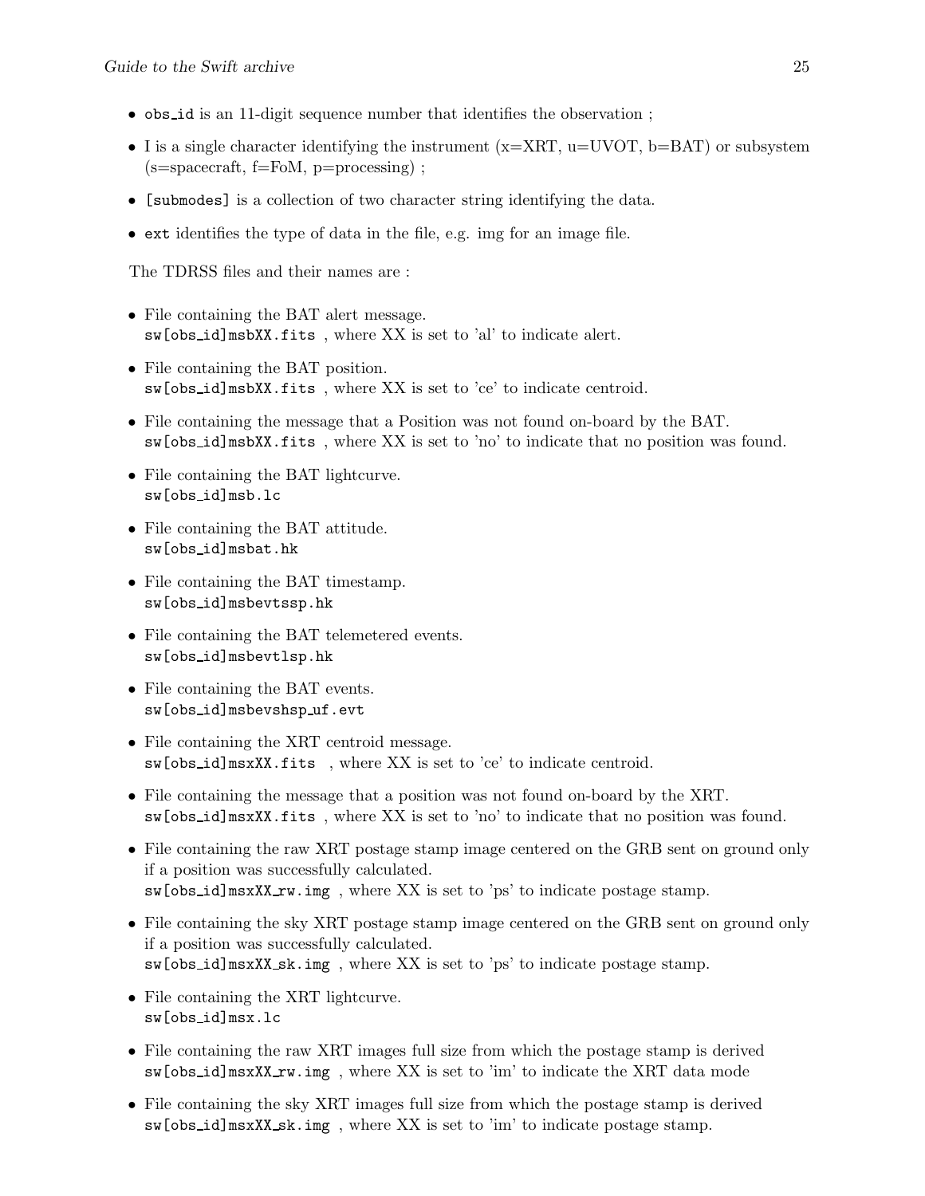- obs_id is an 11-digit sequence number that identifies the observation ;
- I is a single character identifying the instrument (x=XRT, u=UVOT, b=BAT) or subsystem (s=spacecraft, f=FoM, p=processing) ;
- [submodes] is a collection of two character string identifying the data.
- ext identifies the type of data in the file, e.g. img for an image file.

The TDRSS files and their names are :

- File containing the BAT alert message.
  sw[obs_id]msbXX.fits , where XX is set to 'al' to indicate alert.
- File containing the BAT position.
  sw[obs_id]msbXX.fits , where XX is set to 'ce' to indicate centroid.
- File containing the message that a Position was not found on-board by the BAT.
  sw[obs_id]msbXX.fits , where XX is set to 'no' to indicate that no position was found.
- File containing the BAT lightcurve.
  sw[obs_id]msb.lc
- File containing the BAT attitude.
  sw[obs_id]msbat.hk
- File containing the BAT timestamp.
  sw[obs_id]msbevtssp.hk
- File containing the BAT telemetered events.
  sw[obs_id]msbevtlsp.hk
- File containing the BAT events.
  sw[obs_id]msbevshsp_uf.evt
- File containing the XRT centroid message.
  sw[obs_id]msxXX.fits , where XX is set to 'ce' to indicate centroid.
- File containing the message that a position was not found on-board by the XRT.
  sw[obs_id]msxXX.fits , where XX is set to 'no' to indicate that no position was found.
- File containing the raw XRT postage stamp image centered on the GRB sent on ground only if a position was successfully calculated.
  sw[obs_id]msxXX_rw.img , where XX is set to 'ps' to indicate postage stamp.
- File containing the sky XRT postage stamp image centered on the GRB sent on ground only if a position was successfully calculated.
  sw[obs_id]msxXX_sk.img , where XX is set to 'ps' to indicate postage stamp.
- File containing the XRT lightcurve.
  sw[obs_id]msx.lc
- File containing the raw XRT images full size from which the postage stamp is derived
  sw[obs_id]msxXX_rw.img , where XX is set to 'im' to indicate the XRT data mode
- File containing the sky XRT images full size from which the postage stamp is derived
  sw[obs_id]msxXX_sk.img , where XX is set to 'im' to indicate postage stamp.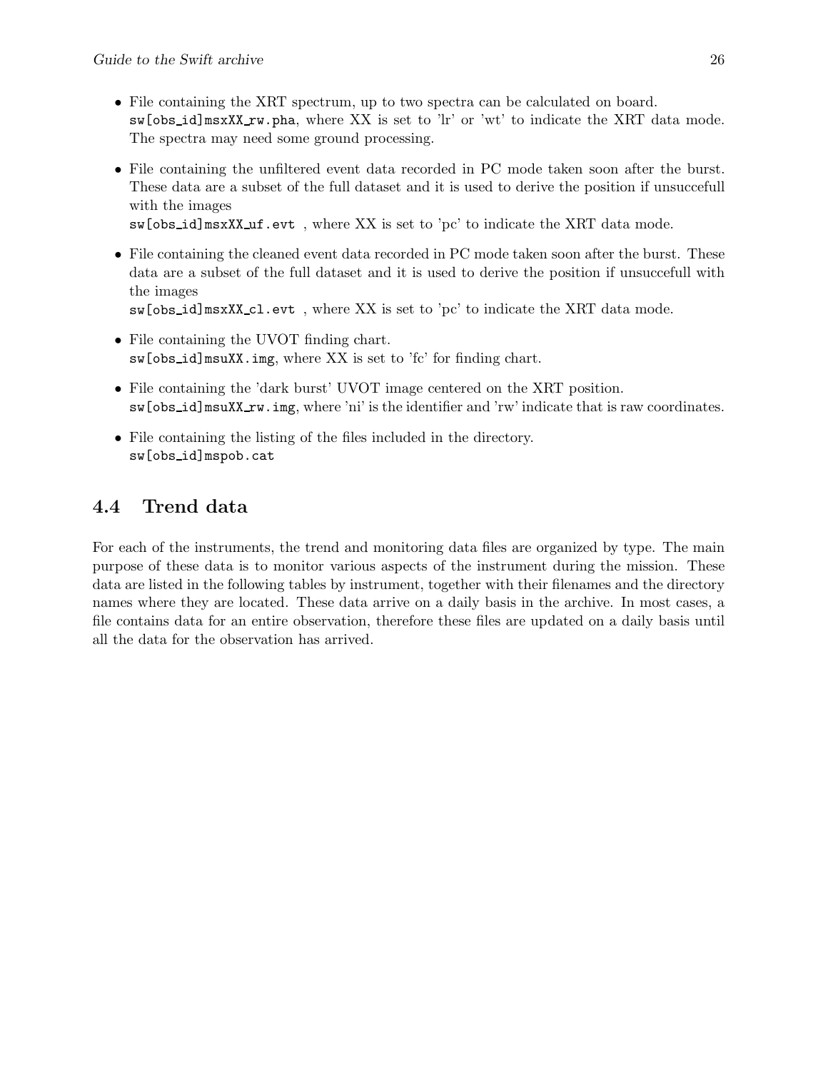- File containing the XRT spectrum, up to two spectra can be calculated on board. `sw[obs_id]msxXX_rw.pha`, where XX is set to 'lr' or 'wt' to indicate the XRT data mode. The spectra may need some ground processing.
- File containing the unfiltered event data recorded in PC mode taken soon after the burst. These data are a subset of the full dataset and it is used to derive the position if unsuccefull with the images
  `sw[obs_id]msxXX_uf.evt` , where XX is set to 'pc' to indicate the XRT data mode.
- File containing the cleaned event data recorded in PC mode taken soon after the burst. These data are a subset of the full dataset and it is used to derive the position if unsuccefull with the images
  `sw[obs_id]msxXX_cl.evt` , where XX is set to 'pc' to indicate the XRT data mode.
- File containing the UVOT finding chart.
  `sw[obs_id]msuXX.img`, where XX is set to 'fc' for finding chart.
- File containing the 'dark burst' UVOT image centered on the XRT position.
  `sw[obs_id]msuXX_rw.img`, where 'ni' is the identifier and 'rw' indicate that is raw coordinates.
- File containing the listing of the files included in the directory.
  `sw[obs_id]mspob.cat`

## 4.4 Trend data

For each of the instruments, the trend and monitoring data files are organized by type. The main purpose of these data is to monitor various aspects of the instrument during the mission. These data are listed in the following tables by instrument, together with their filenames and the directory names where they are located. These data arrive on a daily basis in the archive. In most cases, a file contains data for an entire observation, therefore these files are updated on a daily basis until all the data for the observation has arrived.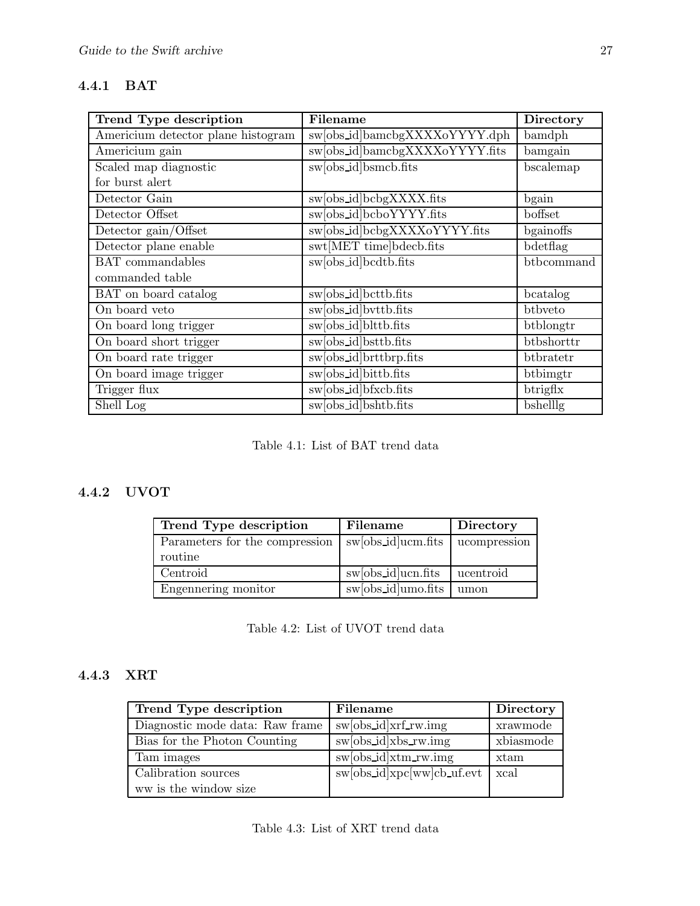### 4.4.1 BAT

| Trend Type description | Filename | Directory |
|---|---|---|
| Americium detector plane histogram | sw[obs_id]bamcbgXXXXoYYYY.dph | bamdph |
| Americium gain | sw[obs_id]bamcbgXXXXoYYYY.fits | bamgain |
| Scaled map diagnostic for burst alert | sw[obs_id]bsmcb.fits | bscalemap |
| Detector Gain | sw[obs_id]bcbgXXXX.fits | bgain |
| Detector Offset | sw[obs_id]bcboYYYY.fits | boffset |
| Detector gain/Offset | sw[obs_id]bcbgXXXXoYYYY.fits | bgainoffs |
| Detector plane enable | swt[MET time]bdecb.fits | bdetflag |
| BAT commandables commanded table | sw[obs_id]bcdtb.fits | btbcommand |
| BAT on board catalog | sw[obs_id]bcttb.fits | bcatalog |
| On board veto | sw[obs_id]bvttb.fits | btbveto |
| On board long trigger | sw[obs_id]blttb.fits | btblongtr |
| On board short trigger | sw[obs_id]bsttb.fits | btbshorttr |
| On board rate trigger | sw[obs_id]brttbrp.fits | btbratetr |
| On board image trigger | sw[obs_id]bittb.fits | btbimgtr |
| Trigger flux | sw[obs_id]bfxcb.fits | btrigflx |
| Shell Log | sw[obs_id]bshtb.fits | bshelllg |

Table 4.1: List of BAT trend data

### 4.4.2 UVOT

| Trend Type description | Filename | Directory |
|---|---|---|
| Parameters for the compression routine | sw[obs_id]ucm.fits | ucompression |
| Centroid | sw[obs_id]ucn.fits | ucentroid |
| Engennering monitor | sw[obs_id]umo.fits | umon |

Table 4.2: List of UVOT trend data

### 4.4.3 XRT

| Trend Type description | Filename | Directory |
|---|---|---|
| Diagnostic mode data: Raw frame | sw[obs_id]xrf_rw.img | xrawmode |
| Bias for the Photon Counting | sw[obs_id]xbs_rw.img | xbiasmode |
| Tam images | sw[obs_id]xtm_rw.img | xtam |
| Calibration sources ww is the window size | sw[obs_id]xpc[ww]cb_uf.evt | xcal |

Table 4.3: List of XRT trend data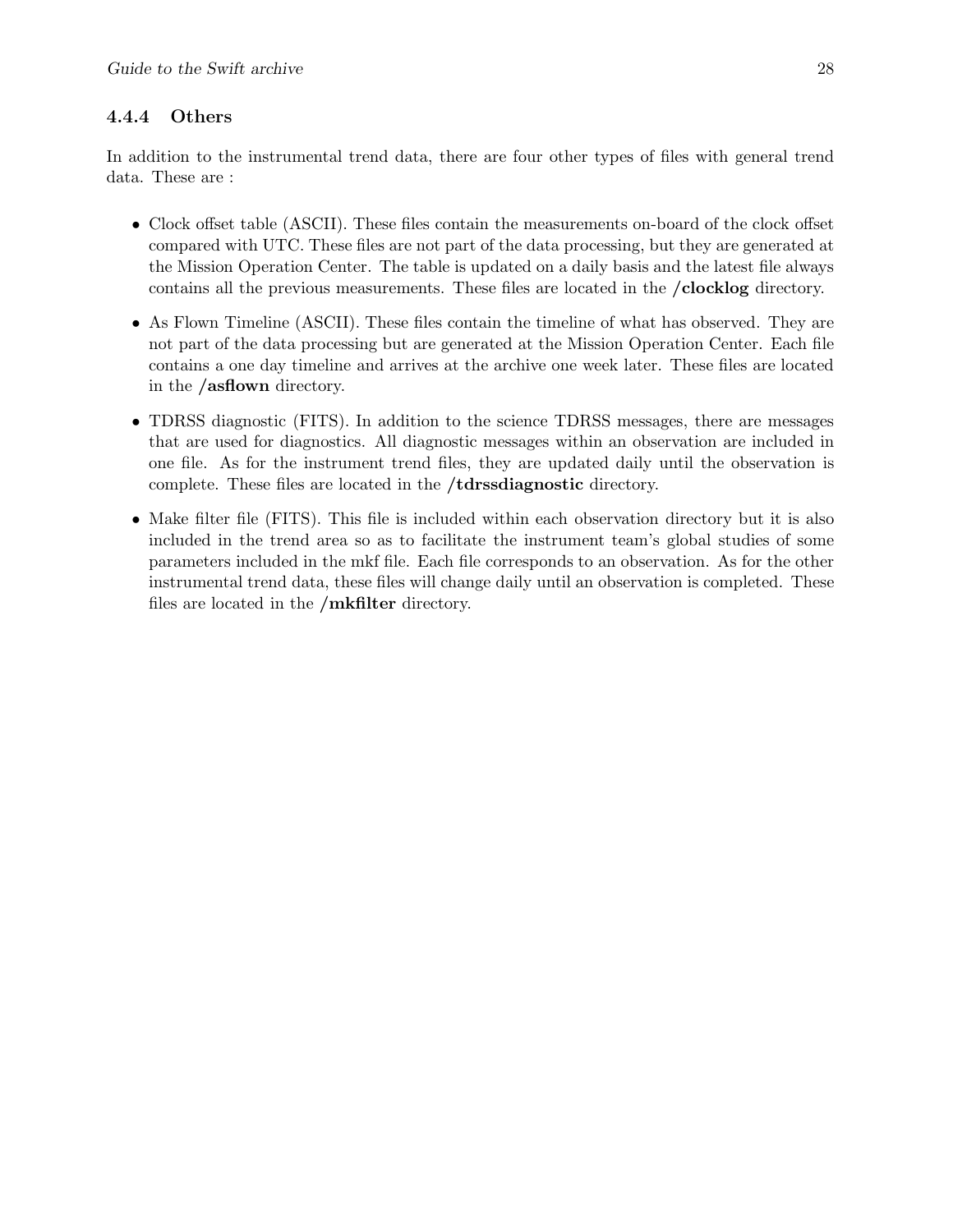### 4.4.4 Others

In addition to the instrumental trend data, there are four other types of files with general trend data. These are :

- Clock offset table (ASCII). These files contain the measurements on-board of the clock offset compared with UTC. These files are not part of the data processing, but they are generated at the Mission Operation Center. The table is updated on a daily basis and the latest file always contains all the previous measurements. These files are located in the **/clocklog** directory.
- As Flown Timeline (ASCII). These files contain the timeline of what has observed. They are not part of the data processing but are generated at the Mission Operation Center. Each file contains a one day timeline and arrives at the archive one week later. These files are located in the **/asflown** directory.
- TDRSS diagnostic (FITS). In addition to the science TDRSS messages, there are messages that are used for diagnostics. All diagnostic messages within an observation are included in one file. As for the instrument trend files, they are updated daily until the observation is complete. These files are located in the **/tdrssdiagnostic** directory.
- Make filter file (FITS). This file is included within each observation directory but it is also included in the trend area so as to facilitate the instrument team's global studies of some parameters included in the mkf file. Each file corresponds to an observation. As for the other instrumental trend data, these files will change daily until an observation is completed. These files are located in the **/mkfilter** directory.